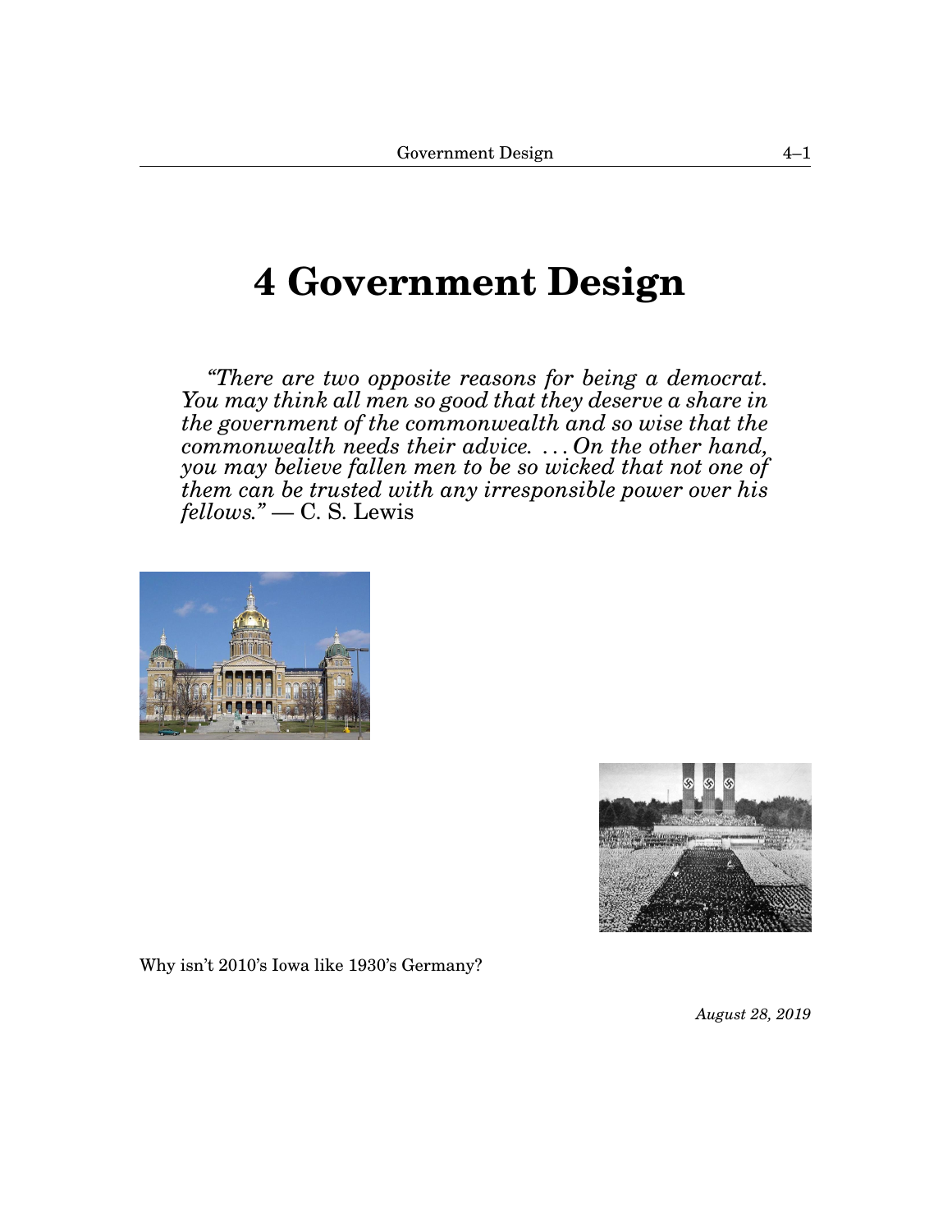# 4 Government Design

*"There are two opposite reasons for being a democrat. You may think all men so good that they deserve a share in the government of the commonwealth and so wise that the commonwealth needs their advice. . . . On the other hand, you may believe fallen men to be so wicked that not one of them can be trusted with any irresponsible power over his fellows."* — C. S. Lewis

Why isn't 2010's Iowa like 1930's Germany?

*August 28, 2019*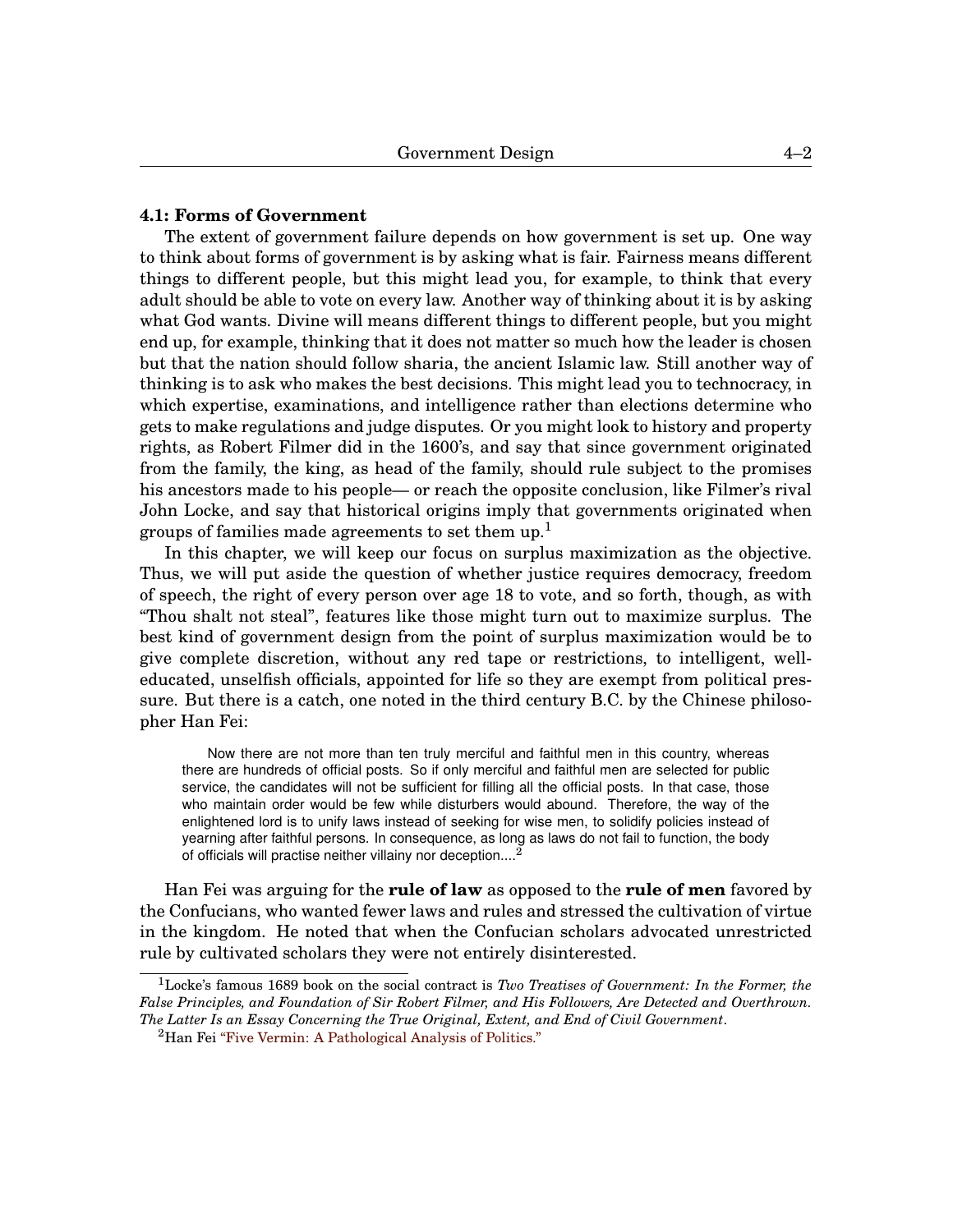### 4.1: Forms of Government

The extent of government failure depends on how government is set up. One way to think about forms of government is by asking what is fair. Fairness means different things to different people, but this might lead you, for example, to think that every adult should be able to vote on every law. Another way of thinking about it is by asking what God wants. Divine will means different things to different people, but you might end up, for example, thinking that it does not matter so much how the leader is chosen but that the nation should follow sharia, the ancient Islamic law. Still another way of thinking is to ask who makes the best decisions. This might lead you to technocracy, in which expertise, examinations, and intelligence rather than elections determine who gets to make regulations and judge disputes. Or you might look to history and property rights, as Robert Filmer did in the 1600's, and say that since government originated from the family, the king, as head of the family, should rule subject to the promises his ancestors made to his people— or reach the opposite conclusion, like Filmer's rival John Locke, and say that historical origins imply that governments originated when groups of families made agreements to set them up.[1]

In this chapter, we will keep our focus on surplus maximization as the objective. Thus, we will put aside the question of whether justice requires democracy, freedom of speech, the right of every person over age 18 to vote, and so forth, though, as with "Thou shalt not steal", features like those might turn out to maximize surplus. The best kind of government design from the point of surplus maximization would be to give complete discretion, without any red tape or restrictions, to intelligent, well-educated, unselfish officials, appointed for life so they are exempt from political pressure. But there is a catch, one noted in the third century B.C. by the Chinese philosopher Han Fei:

> Now there are not more than ten truly merciful and faithful men in this country, whereas there are hundreds of official posts. So if only merciful and faithful men are selected for public service, the candidates will not be sufficient for filling all the official posts. In that case, those who maintain order would be few while disturbers would abound. Therefore, the way of the enlightened lord is to unify laws instead of seeking for wise men, to solidify policies instead of yearning after faithful persons. In consequence, as long as laws do not fail to function, the body of officials will practise neither villainy nor deception....[2]

Han Fei was arguing for the **rule of law** as opposed to the **rule of men** favored by the Confucians, who wanted fewer laws and rules and stressed the cultivation of virtue in the kingdom. He noted that when the Confucian scholars advocated unrestricted rule by cultivated scholars they were not entirely disinterested.

---

[1] Locke's famous 1689 book on the social contract is *Two Treatises of Government: In the Former, the False Principles, and Foundation of Sir Robert Filmer, and His Followers, Are Detected and Overthrown. The Latter Is an Essay Concerning the True Original, Extent, and End of Civil Government*.

[2] Han Fei "Five Vermin: A Pathological Analysis of Politics."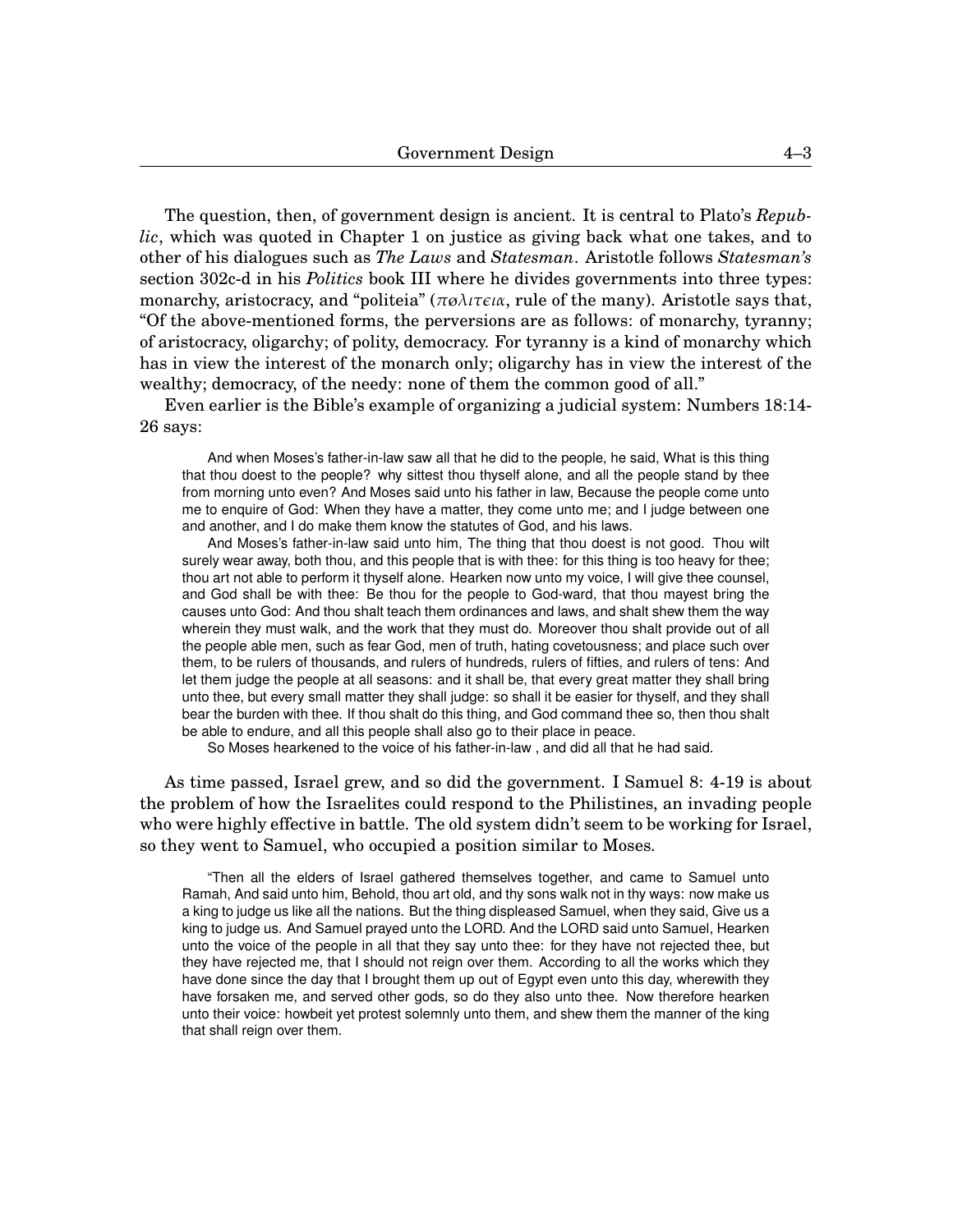The question, then, of government design is ancient. It is central to Plato's *Republic*, which was quoted in Chapter 1 on justice as giving back what one takes, and to other of his dialogues such as *The Laws* and *Statesman*. Aristotle follows *Statesman's* section 302c-d in his *Politics* book III where he divides governments into three types: monarchy, aristocracy, and "politeia" ($\pi\o\lambda\iota\tau\epsilon\iota\alpha$, rule of the many). Aristotle says that, "Of the above-mentioned forms, the perversions are as follows: of monarchy, tyranny; of aristocracy, oligarchy; of polity, democracy. For tyranny is a kind of monarchy which has in view the interest of the monarch only; oligarchy has in view the interest of the wealthy; democracy, of the needy: none of them the common good of all."

Even earlier is the Bible's example of organizing a judicial system: Numbers 18:14-26 says:

> And when Moses's father-in-law saw all that he did to the people, he said, What is this thing that thou doest to the people? why sittest thou thyself alone, and all the people stand by thee from morning unto even? And Moses said unto his father in law, Because the people come unto me to enquire of God: When they have a matter, they come unto me; and I judge between one and another, and I do make them know the statutes of God, and his laws.
>
> And Moses's father-in-law said unto him, The thing that thou doest is not good. Thou wilt surely wear away, both thou, and this people that is with thee: for this thing is too heavy for thee; thou art not able to perform it thyself alone. Hearken now unto my voice, I will give thee counsel, and God shall be with thee: Be thou for the people to God-ward, that thou mayest bring the causes unto God: And thou shalt teach them ordinances and laws, and shalt shew them the way wherein they must walk, and the work that they must do. Moreover thou shalt provide out of all the people able men, such as fear God, men of truth, hating covetousness; and place such over them, to be rulers of thousands, and rulers of hundreds, rulers of fifties, and rulers of tens: And let them judge the people at all seasons: and it shall be, that every great matter they shall bring unto thee, but every small matter they shall judge: so shall it be easier for thyself, and they shall bear the burden with thee. If thou shalt do this thing, and God command thee so, then thou shalt be able to endure, and all this people shall also go to their place in peace.
>
> So Moses hearkened to the voice of his father-in-law , and did all that he had said.

As time passed, Israel grew, and so did the government. I Samuel 8: 4-19 is about the problem of how the Israelites could respond to the Philistines, an invading people who were highly effective in battle. The old system didn't seem to be working for Israel, so they went to Samuel, who occupied a position similar to Moses.

> "Then all the elders of Israel gathered themselves together, and came to Samuel unto Ramah, And said unto him, Behold, thou art old, and thy sons walk not in thy ways: now make us a king to judge us like all the nations. But the thing displeased Samuel, when they said, Give us a king to judge us. And Samuel prayed unto the LORD. And the LORD said unto Samuel, Hearken unto the voice of the people in all that they say unto thee: for they have not rejected thee, but they have rejected me, that I should not reign over them. According to all the works which they have done since the day that I brought them up out of Egypt even unto this day, wherewith they have forsaken me, and served other gods, so do they also unto thee. Now therefore hearken unto their voice: howbeit yet protest solemnly unto them, and shew them the manner of the king that shall reign over them.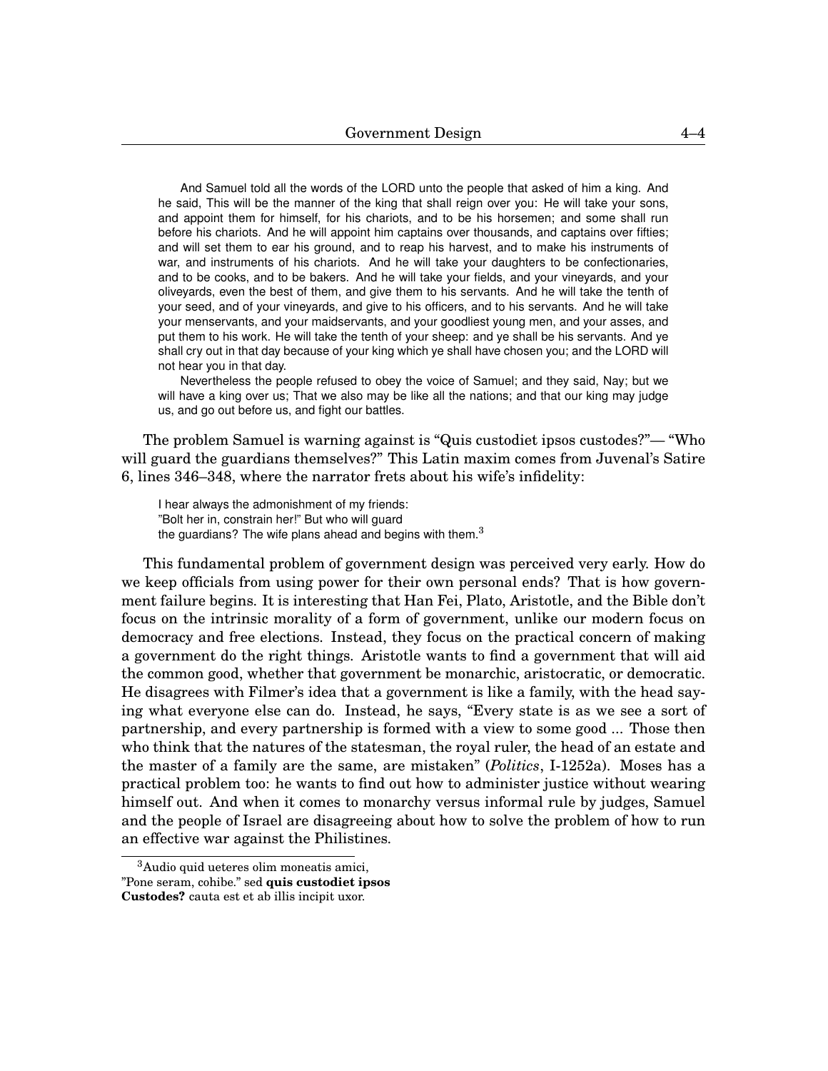> And Samuel told all the words of the LORD unto the people that asked of him a king. And he said, This will be the manner of the king that shall reign over you: He will take your sons, and appoint them for himself, for his chariots, and to be his horsemen; and some shall run before his chariots. And he will appoint him captains over thousands, and captains over fifties; and will set them to ear his ground, and to reap his harvest, and to make his instruments of war, and instruments of his chariots. And he will take your daughters to be confectionaries, and to be cooks, and to be bakers. And he will take your fields, and your vineyards, and your oliveyards, even the best of them, and give them to his servants. And he will take the tenth of your seed, and of your vineyards, and give to his officers, and to his servants. And he will take your menservants, and your maidservants, and your goodliest young men, and your asses, and put them to his work. He will take the tenth of your sheep: and ye shall be his servants. And ye shall cry out in that day because of your king which ye shall have chosen you; and the LORD will not hear you in that day.
>
> Nevertheless the people refused to obey the voice of Samuel; and they said, Nay; but we will have a king over us; That we also may be like all the nations; and that our king may judge us, and go out before us, and fight our battles.

The problem Samuel is warning against is "Quis custodiet ipsos custodes?"— "Who will guard the guardians themselves?" This Latin maxim comes from Juvenal's Satire 6, lines 346–348, where the narrator frets about his wife's infidelity:

> I hear always the admonishment of my friends:
> "Bolt her in, constrain her!" But who will guard
> the guardians? The wife plans ahead and begins with them.[3]

This fundamental problem of government design was perceived very early. How do we keep officials from using power for their own personal ends? That is how government failure begins. It is interesting that Han Fei, Plato, Aristotle, and the Bible don't focus on the intrinsic morality of a form of government, unlike our modern focus on democracy and free elections. Instead, they focus on the practical concern of making a government do the right things. Aristotle wants to find a government that will aid the common good, whether that government be monarchic, aristocratic, or democratic. He disagrees with Filmer's idea that a government is like a family, with the head saying what everyone else can do. Instead, he says, "Every state is as we see a sort of partnership, and every partnership is formed with a view to some good ... Those then who think that the natures of the statesman, the royal ruler, the head of an estate and the master of a family are the same, are mistaken" (*Politics*, I-1252a). Moses has a practical problem too: he wants to find out how to administer justice without wearing himself out. And when it comes to monarchy versus informal rule by judges, Samuel and the people of Israel are disagreeing about how to solve the problem of how to run an effective war against the Philistines.

[3] Audio quid ueteres olim moneatis amici,
"Pone seram, cohibe." sed **quis custodiet ipsos Custodes?** cauta est et ab illis incipit uxor.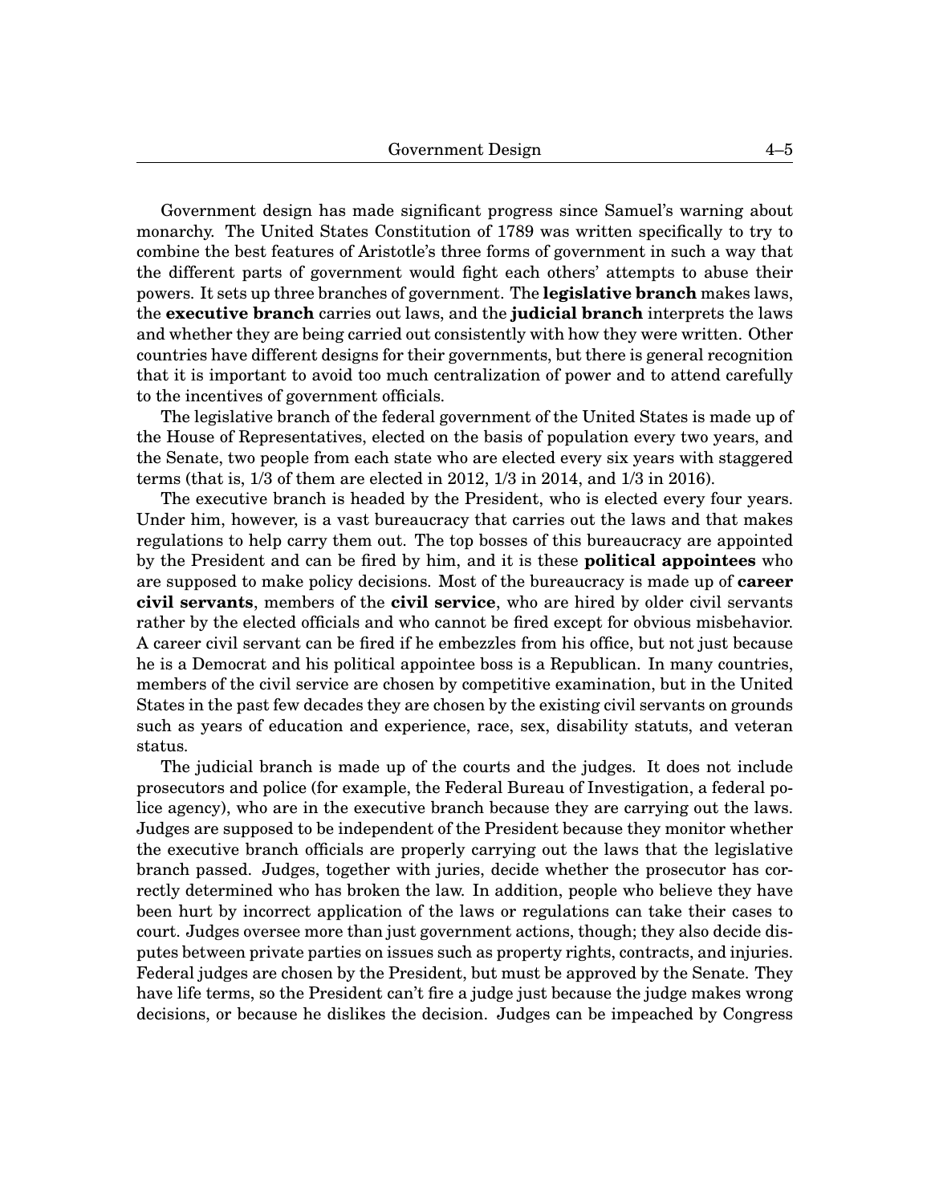Government design has made significant progress since Samuel's warning about monarchy. The United States Constitution of 1789 was written specifically to try to combine the best features of Aristotle's three forms of government in such a way that the different parts of government would fight each others' attempts to abuse their powers. It sets up three branches of government. The **legislative branch** makes laws, the **executive branch** carries out laws, and the **judicial branch** interprets the laws and whether they are being carried out consistently with how they were written. Other countries have different designs for their governments, but there is general recognition that it is important to avoid too much centralization of power and to attend carefully to the incentives of government officials.

The legislative branch of the federal government of the United States is made up of the House of Representatives, elected on the basis of population every two years, and the Senate, two people from each state who are elected every six years with staggered terms (that is, 1/3 of them are elected in 2012, 1/3 in 2014, and 1/3 in 2016).

The executive branch is headed by the President, who is elected every four years. Under him, however, is a vast bureaucracy that carries out the laws and that makes regulations to help carry them out. The top bosses of this bureaucracy are appointed by the President and can be fired by him, and it is these **political appointees** who are supposed to make policy decisions. Most of the bureaucracy is made up of **career civil servants**, members of the **civil service**, who are hired by older civil servants rather by the elected officials and who cannot be fired except for obvious misbehavior. A career civil servant can be fired if he embezzles from his office, but not just because he is a Democrat and his political appointee boss is a Republican. In many countries, members of the civil service are chosen by competitive examination, but in the United States in the past few decades they are chosen by the existing civil servants on grounds such as years of education and experience, race, sex, disability statuts, and veteran status.

The judicial branch is made up of the courts and the judges. It does not include prosecutors and police (for example, the Federal Bureau of Investigation, a federal police agency), who are in the executive branch because they are carrying out the laws. Judges are supposed to be independent of the President because they monitor whether the executive branch officials are properly carrying out the laws that the legislative branch passed. Judges, together with juries, decide whether the prosecutor has correctly determined who has broken the law. In addition, people who believe they have been hurt by incorrect application of the laws or regulations can take their cases to court. Judges oversee more than just government actions, though; they also decide disputes between private parties on issues such as property rights, contracts, and injuries. Federal judges are chosen by the President, but must be approved by the Senate. They have life terms, so the President can't fire a judge just because the judge makes wrong decisions, or because he dislikes the decision. Judges can be impeached by Congress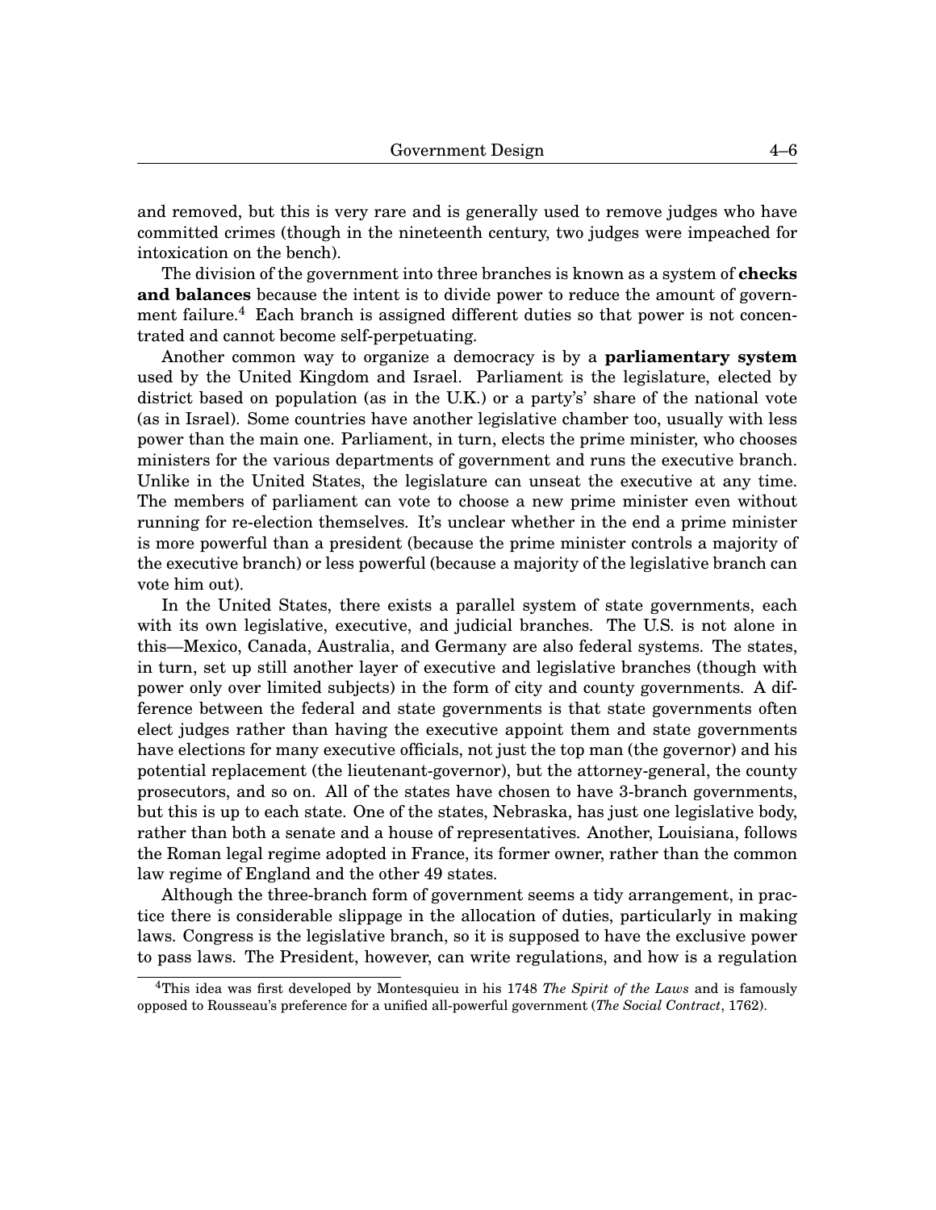and removed, but this is very rare and is generally used to remove judges who have committed crimes (though in the nineteenth century, two judges were impeached for intoxication on the bench).

The division of the government into three branches is known as a system of **checks and balances** because the intent is to divide power to reduce the amount of government failure.[4] Each branch is assigned different duties so that power is not concentrated and cannot become self-perpetuating.

Another common way to organize a democracy is by a **parliamentary system** used by the United Kingdom and Israel. Parliament is the legislature, elected by district based on population (as in the U.K.) or a party's' share of the national vote (as in Israel). Some countries have another legislative chamber too, usually with less power than the main one. Parliament, in turn, elects the prime minister, who chooses ministers for the various departments of government and runs the executive branch. Unlike in the United States, the legislature can unseat the executive at any time. The members of parliament can vote to choose a new prime minister even without running for re-election themselves. It's unclear whether in the end a prime minister is more powerful than a president (because the prime minister controls a majority of the executive branch) or less powerful (because a majority of the legislative branch can vote him out).

In the United States, there exists a parallel system of state governments, each with its own legislative, executive, and judicial branches. The U.S. is not alone in this—Mexico, Canada, Australia, and Germany are also federal systems. The states, in turn, set up still another layer of executive and legislative branches (though with power only over limited subjects) in the form of city and county governments. A difference between the federal and state governments is that state governments often elect judges rather than having the executive appoint them and state governments have elections for many executive officials, not just the top man (the governor) and his potential replacement (the lieutenant-governor), but the attorney-general, the county prosecutors, and so on. All of the states have chosen to have 3-branch governments, but this is up to each state. One of the states, Nebraska, has just one legislative body, rather than both a senate and a house of representatives. Another, Louisiana, follows the Roman legal regime adopted in France, its former owner, rather than the common law regime of England and the other 49 states.

Although the three-branch form of government seems a tidy arrangement, in practice there is considerable slippage in the allocation of duties, particularly in making laws. Congress is the legislative branch, so it is supposed to have the exclusive power to pass laws. The President, however, can write regulations, and how is a regulation

---

[4] This idea was first developed by Montesquieu in his 1748 *The Spirit of the Laws* and is famously opposed to Rousseau's preference for a unified all-powerful government (*The Social Contract*, 1762).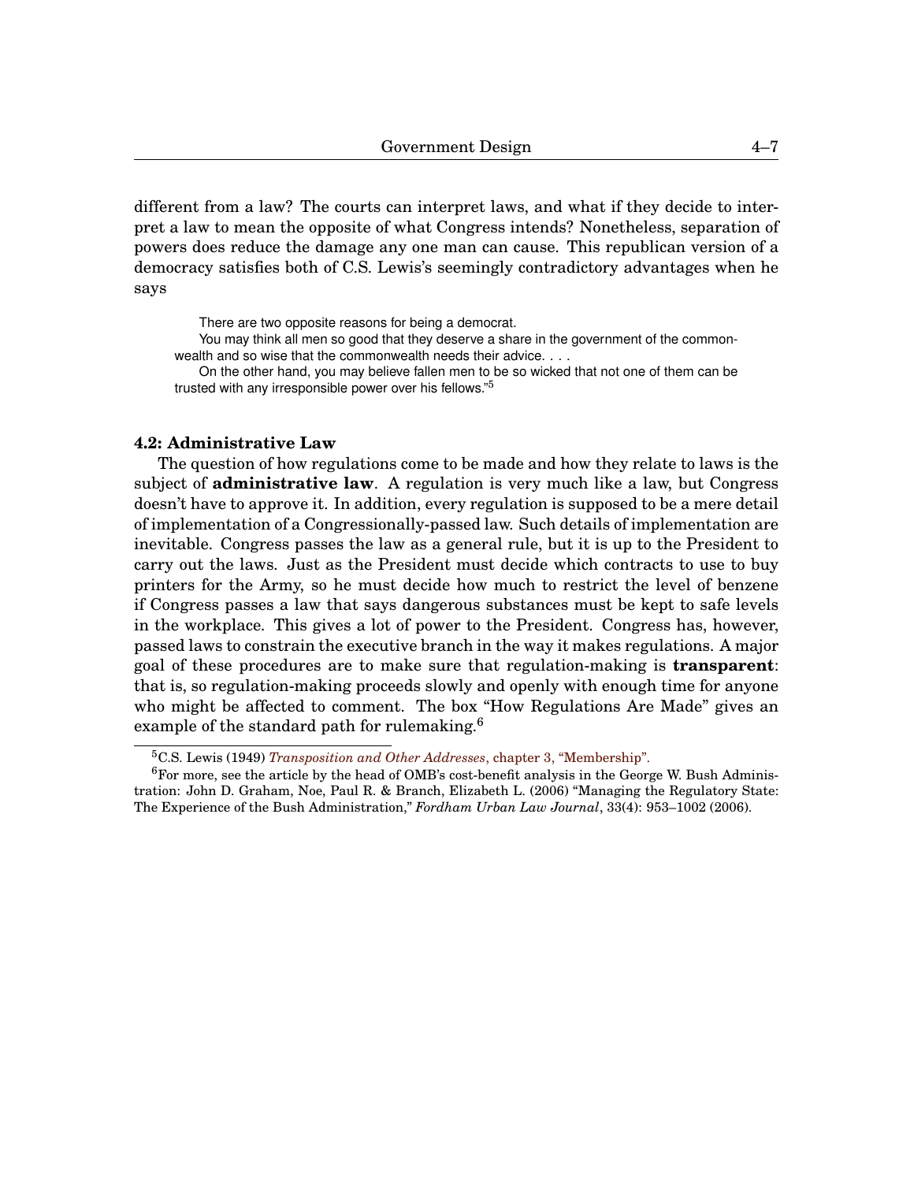different from a law? The courts can interpret laws, and what if they decide to interpret a law to mean the opposite of what Congress intends? Nonetheless, separation of powers does reduce the damage any one man can cause. This republican version of a democracy satisfies both of C.S. Lewis's seemingly contradictory advantages when he says

> There are two opposite reasons for being a democrat.
>
> You may think all men so good that they deserve a share in the government of the commonwealth and so wise that the commonwealth needs their advice. . . .
>
> On the other hand, you may believe fallen men to be so wicked that not one of them can be trusted with any irresponsible power over his fellows."[5]

### 4.2: Administrative Law

The question of how regulations come to be made and how they relate to laws is the subject of **administrative law**. A regulation is very much like a law, but Congress doesn't have to approve it. In addition, every regulation is supposed to be a mere detail of implementation of a Congressionally-passed law. Such details of implementation are inevitable. Congress passes the law as a general rule, but it is up to the President to carry out the laws. Just as the President must decide which contracts to use to buy printers for the Army, so he must decide how much to restrict the level of benzene if Congress passes a law that says dangerous substances must be kept to safe levels in the workplace. This gives a lot of power to the President. Congress has, however, passed laws to constrain the executive branch in the way it makes regulations. A major goal of these procedures are to make sure that regulation-making is **transparent**: that is, so regulation-making proceeds slowly and openly with enough time for anyone who might be affected to comment. The box "How Regulations Are Made" gives an example of the standard path for rulemaking.[6]

---

[5] C.S. Lewis (1949) *Transposition and Other Addresses*, chapter 3, "Membership".

[6] For more, see the article by the head of OMB's cost-benefit analysis in the George W. Bush Administration: John D. Graham, Noe, Paul R. & Branch, Elizabeth L. (2006) "Managing the Regulatory State: The Experience of the Bush Administration," *Fordham Urban Law Journal*, 33(4): 953–1002 (2006).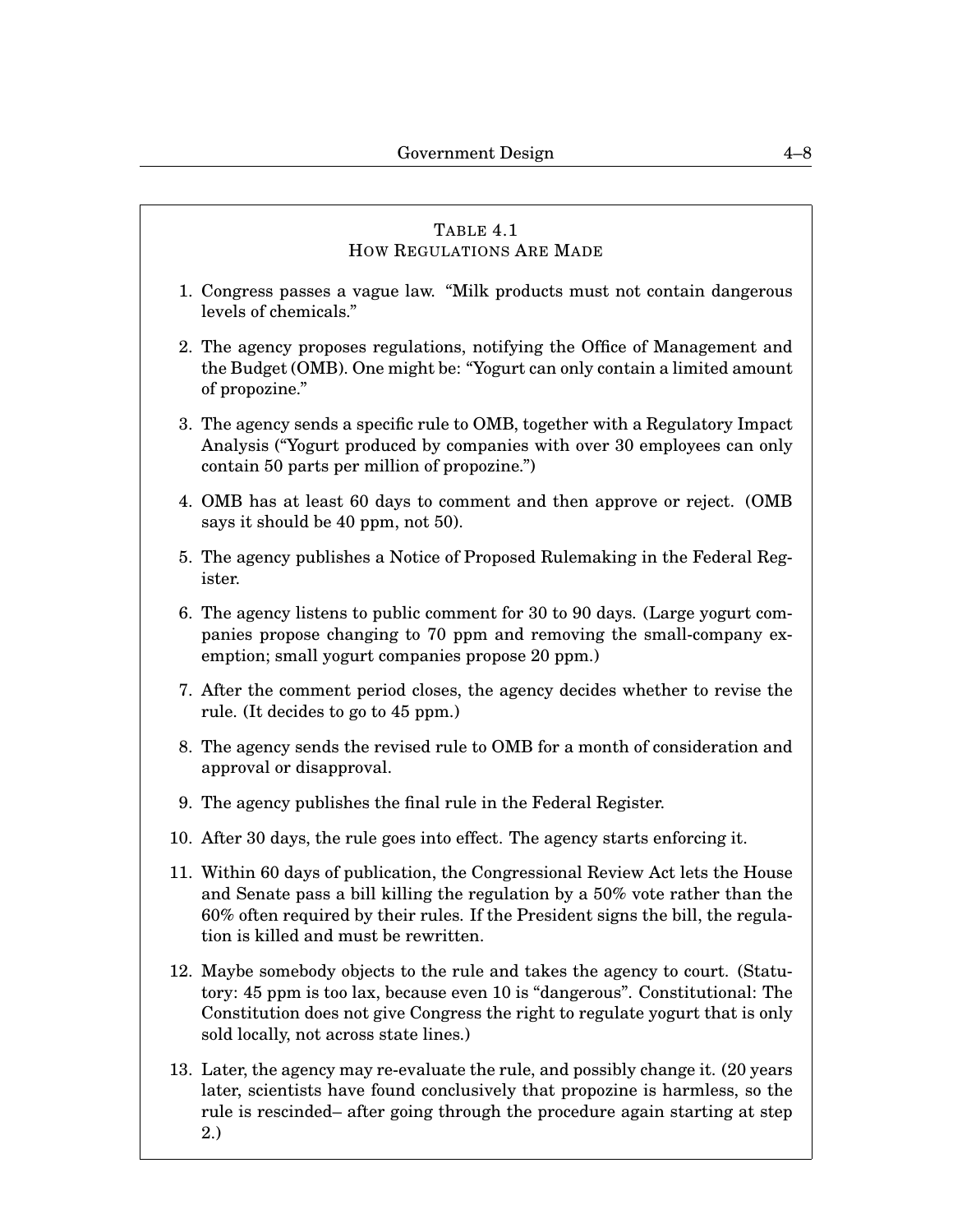### TABLE 4.1
### HOW REGULATIONS ARE MADE

1. Congress passes a vague law. “Milk products must not contain dangerous levels of chemicals.”
2. The agency proposes regulations, notifying the Office of Management and the Budget (OMB). One might be: “Yogurt can only contain a limited amount of propozine.”
3. The agency sends a specific rule to OMB, together with a Regulatory Impact Analysis (“Yogurt produced by companies with over 30 employees can only contain 50 parts per million of propozine.”)
4. OMB has at least 60 days to comment and then approve or reject. (OMB says it should be 40 ppm, not 50).
5. The agency publishes a Notice of Proposed Rulemaking in the Federal Register.
6. The agency listens to public comment for 30 to 90 days. (Large yogurt companies propose changing to 70 ppm and removing the small-company exemption; small yogurt companies propose 20 ppm.)
7. After the comment period closes, the agency decides whether to revise the rule. (It decides to go to 45 ppm.)
8. The agency sends the revised rule to OMB for a month of consideration and approval or disapproval.
9. The agency publishes the final rule in the Federal Register.
10. After 30 days, the rule goes into effect. The agency starts enforcing it.
11. Within 60 days of publication, the Congressional Review Act lets the House and Senate pass a bill killing the regulation by a 50% vote rather than the 60% often required by their rules. If the President signs the bill, the regulation is killed and must be rewritten.
12. Maybe somebody objects to the rule and takes the agency to court. (Statutory: 45 ppm is too lax, because even 10 is “dangerous”. Constitutional: The Constitution does not give Congress the right to regulate yogurt that is only sold locally, not across state lines.)
13. Later, the agency may re-evaluate the rule, and possibly change it. (20 years later, scientists have found conclusively that propozine is harmless, so the rule is rescinded– after going through the procedure again starting at step 2.)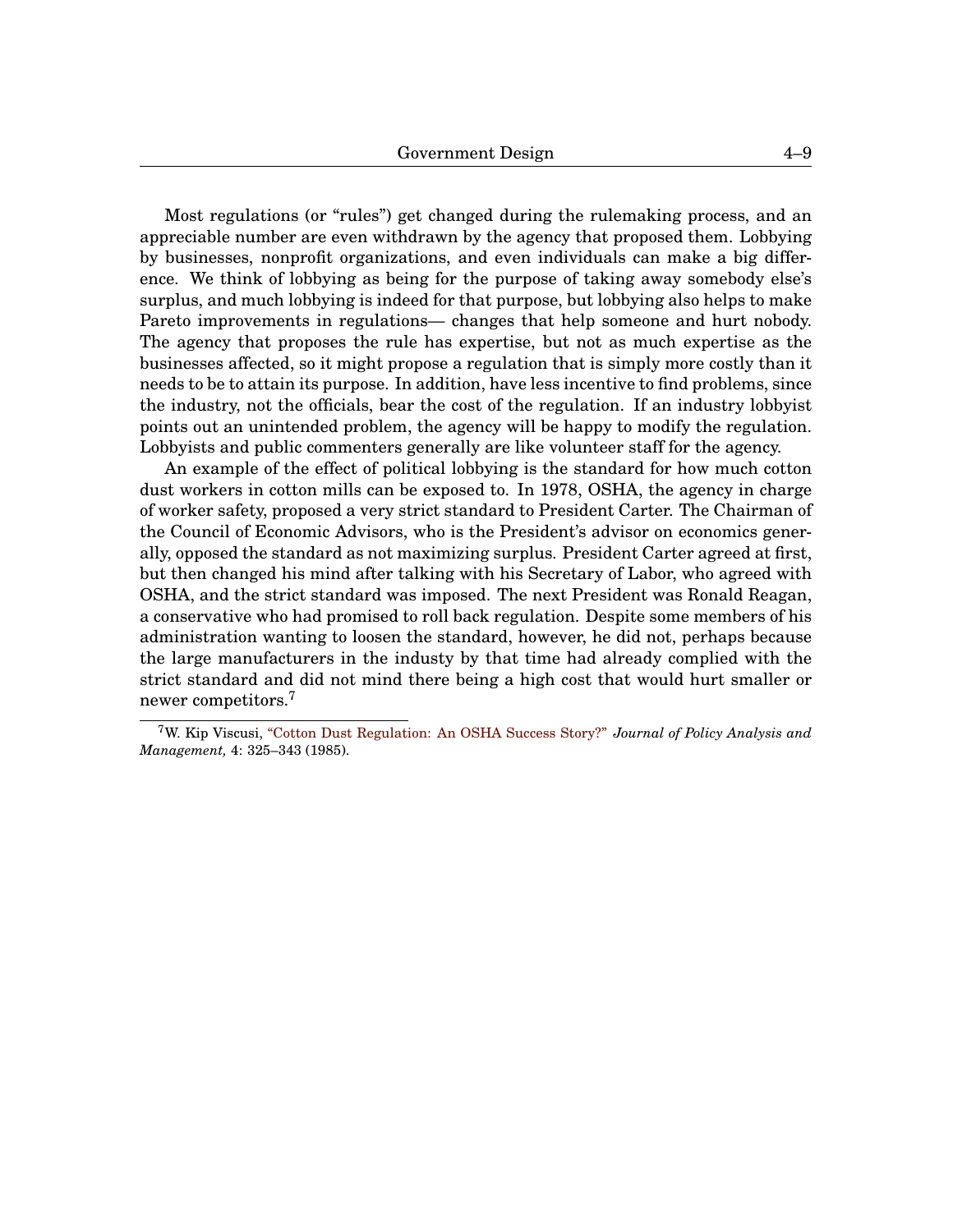Most regulations (or "rules") get changed during the rulemaking process, and an appreciable number are even withdrawn by the agency that proposed them. Lobbying by businesses, nonprofit organizations, and even individuals can make a big difference. We think of lobbying as being for the purpose of taking away somebody else's surplus, and much lobbying is indeed for that purpose, but lobbying also helps to make Pareto improvements in regulations— changes that help someone and hurt nobody. The agency that proposes the rule has expertise, but not as much expertise as the businesses affected, so it might propose a regulation that is simply more costly than it needs to be to attain its purpose. In addition, have less incentive to find problems, since the industry, not the officials, bear the cost of the regulation. If an industry lobbyist points out an unintended problem, the agency will be happy to modify the regulation. Lobbyists and public commenters generally are like volunteer staff for the agency.

An example of the effect of political lobbying is the standard for how much cotton dust workers in cotton mills can be exposed to. In 1978, OSHA, the agency in charge of worker safety, proposed a very strict standard to President Carter. The Chairman of the Council of Economic Advisors, who is the President's advisor on economics generally, opposed the standard as not maximizing surplus. President Carter agreed at first, but then changed his mind after talking with his Secretary of Labor, who agreed with OSHA, and the strict standard was imposed. The next President was Ronald Reagan, a conservative who had promised to roll back regulation. Despite some members of his administration wanting to loosen the standard, however, he did not, perhaps because the large manufacturers in the industy by that time had already complied with the strict standard and did not mind there being a high cost that would hurt smaller or newer competitors.[7]

[7] W. Kip Viscusi, "Cotton Dust Regulation: An OSHA Success Story?" *Journal of Policy Analysis and Management,* 4: 325–343 (1985).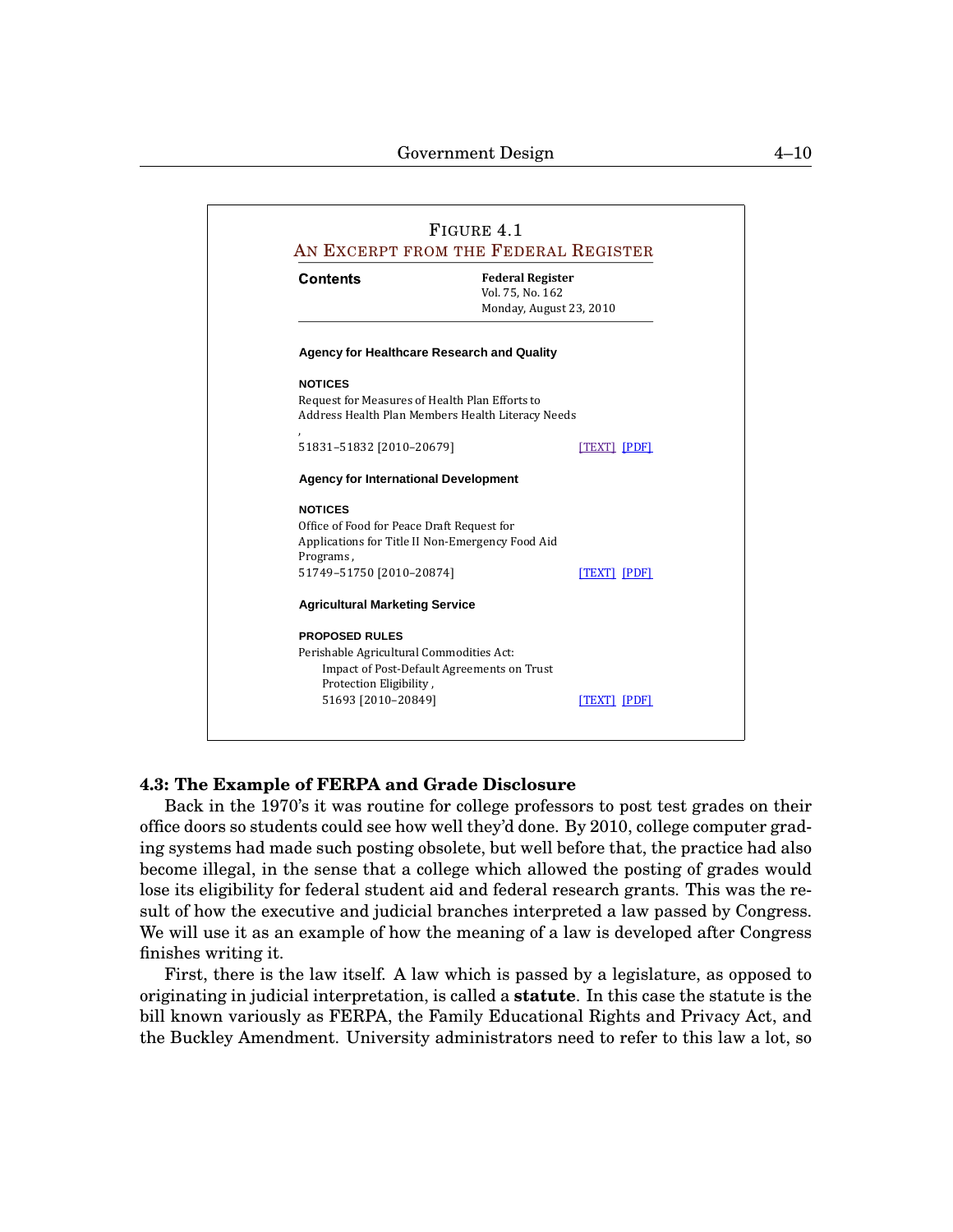FIGURE 4.1

AN EXCERPT FROM THE FEDERAL REGISTER

**Contents**

**Federal Register**
Vol. 75, No. 162
Monday, August 23, 2010

**Agency for Healthcare Research and Quality**

**NOTICES**

Request for Measures of Health Plan Efforts to Address Health Plan Members Health Literacy Needs
,
51831–51832 [2010–20679] [TEXT] [PDF]

**Agency for International Development**

**NOTICES**

Office of Food for Peace Draft Request for Applications for Title II Non-Emergency Food Aid Programs ,
51749–51750 [2010–20874] [TEXT] [PDF]

**Agricultural Marketing Service**

**PROPOSED RULES**

Perishable Agricultural Commodities Act:
Impact of Post-Default Agreements on Trust Protection Eligibility ,
51693 [2010–20849] [TEXT] [PDF]

### 4.3: The Example of FERPA and Grade Disclosure

Back in the 1970's it was routine for college professors to post test grades on their office doors so students could see how well they'd done. By 2010, college computer grading systems had made such posting obsolete, but well before that, the practice had also become illegal, in the sense that a college which allowed the posting of grades would lose its eligibility for federal student aid and federal research grants. This was the result of how the executive and judicial branches interpreted a law passed by Congress. We will use it as an example of how the meaning of a law is developed after Congress finishes writing it.

First, there is the law itself. A law which is passed by a legislature, as opposed to originating in judicial interpretation, is called a **statute**. In this case the statute is the bill known variously as FERPA, the Family Educational Rights and Privacy Act, and the Buckley Amendment. University administrators need to refer to this law a lot, so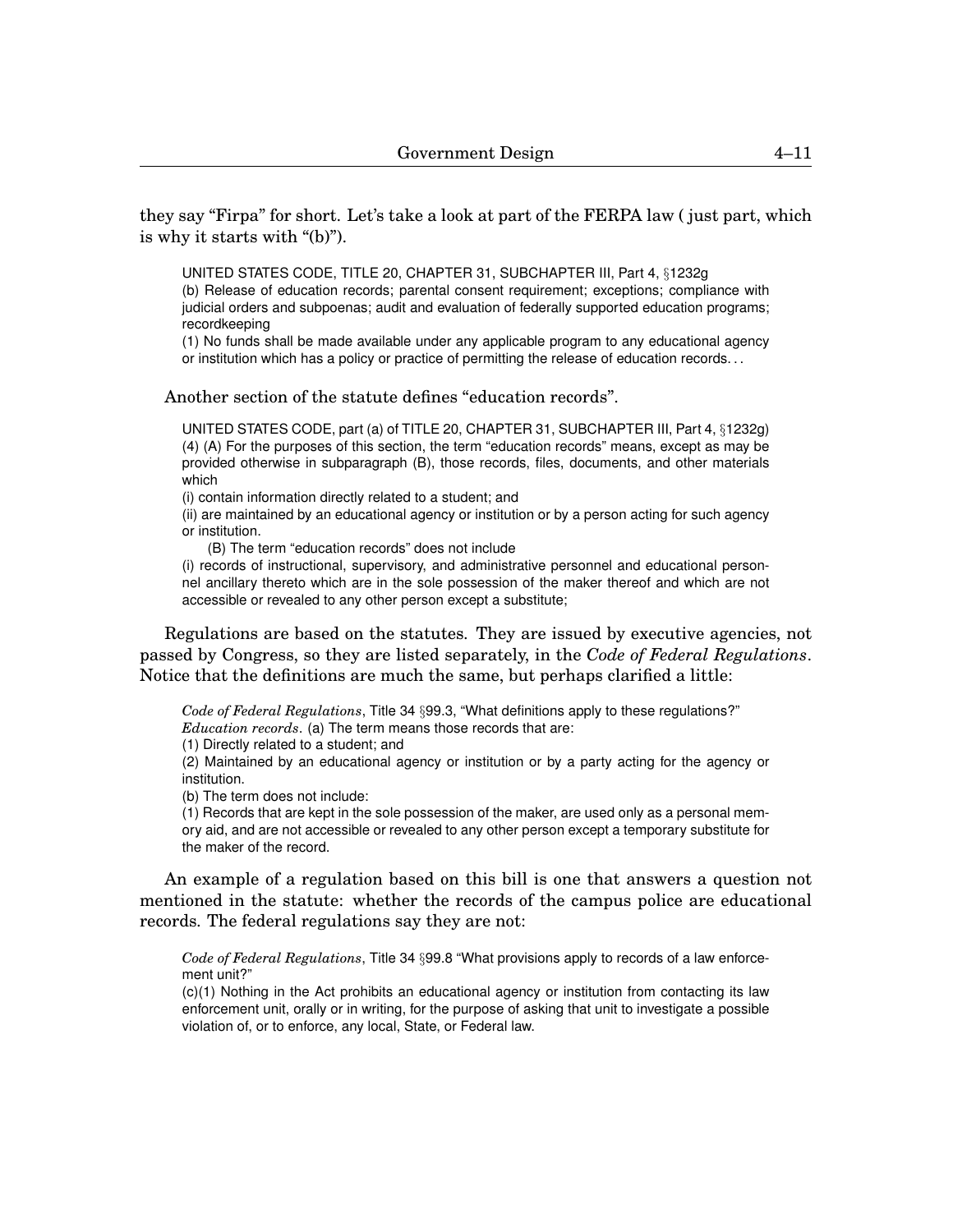they say "Firpa" for short. Let's take a look at part of the FERPA law ( just part, which is why it starts with "(b)").

> UNITED STATES CODE, TITLE 20, CHAPTER 31, SUBCHAPTER III, Part 4, §1232g
> (b) Release of education records; parental consent requirement; exceptions; compliance with judicial orders and subpoenas; audit and evaluation of federally supported education programs; recordkeeping
> (1) No funds shall be made available under any applicable program to any educational agency or institution which has a policy or practice of permitting the release of education records. . .

Another section of the statute defines "education records".

> UNITED STATES CODE, part (a) of TITLE 20, CHAPTER 31, SUBCHAPTER III, Part 4, §1232g)
> (4) (A) For the purposes of this section, the term "education records" means, except as may be provided otherwise in subparagraph (B), those records, files, documents, and other materials which
> (i) contain information directly related to a student; and
> (ii) are maintained by an educational agency or institution or by a person acting for such agency or institution.
> (B) The term "education records" does not include
> (i) records of instructional, supervisory, and administrative personnel and educational personnel ancillary thereto which are in the sole possession of the maker thereof and which are not accessible or revealed to any other person except a substitute;

Regulations are based on the statutes. They are issued by executive agencies, not passed by Congress, so they are listed separately, in the *Code of Federal Regulations*. Notice that the definitions are much the same, but perhaps clarified a little:

> *Code of Federal Regulations*, Title 34 §99.3, "What definitions apply to these regulations?"
> *Education records*. (a) The term means those records that are:
> (1) Directly related to a student; and
> (2) Maintained by an educational agency or institution or by a party acting for the agency or institution.
> (b) The term does not include:
> (1) Records that are kept in the sole possession of the maker, are used only as a personal memory aid, and are not accessible or revealed to any other person except a temporary substitute for the maker of the record.

An example of a regulation based on this bill is one that answers a question not mentioned in the statute: whether the records of the campus police are educational records. The federal regulations say they are not:

> *Code of Federal Regulations*, Title 34 §99.8 "What provisions apply to records of a law enforcement unit?"
> (c)(1) Nothing in the Act prohibits an educational agency or institution from contacting its law enforcement unit, orally or in writing, for the purpose of asking that unit to investigate a possible violation of, or to enforce, any local, State, or Federal law.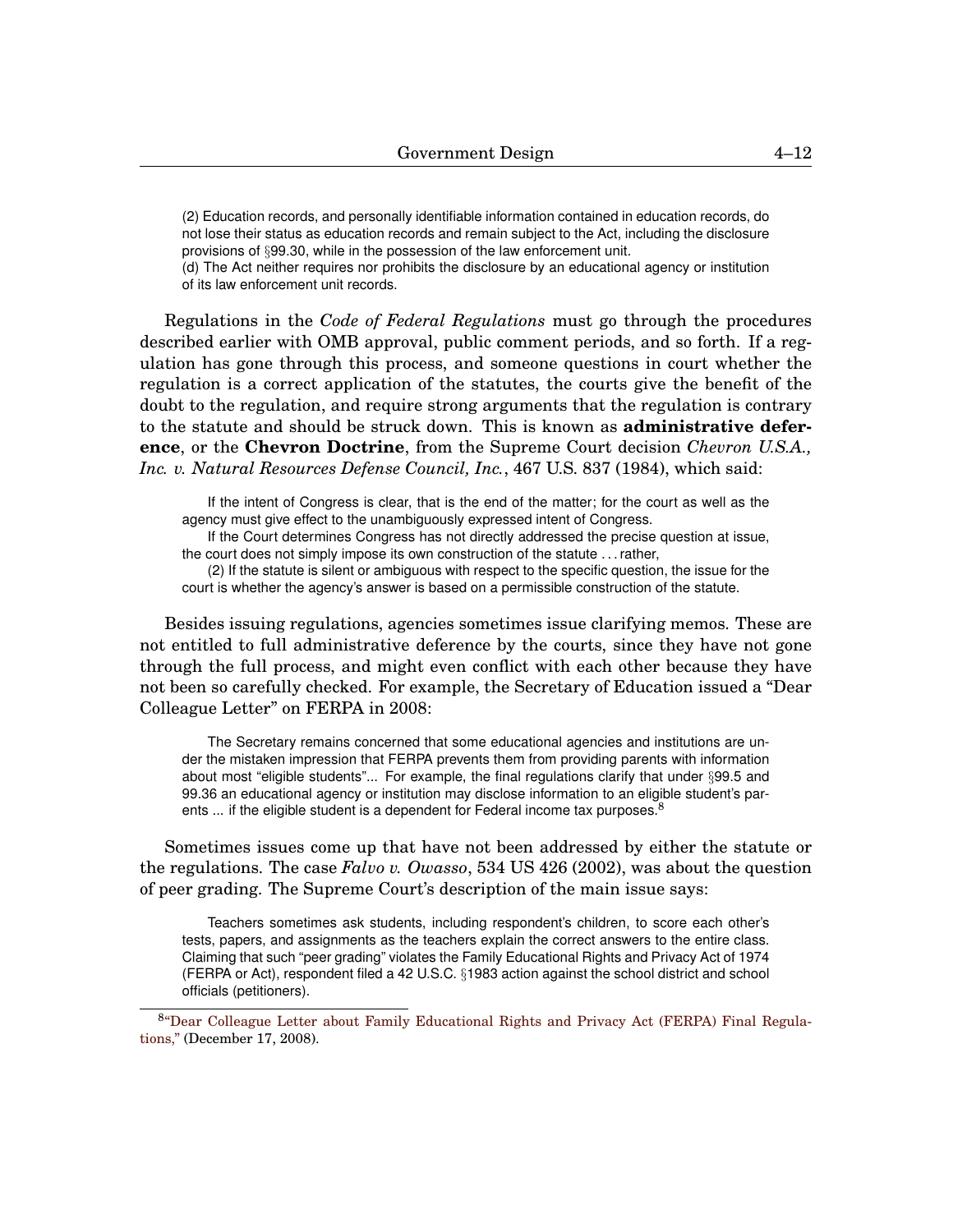> (2) Education records, and personally identifiable information contained in education records, do not lose their status as education records and remain subject to the Act, including the disclosure provisions of §99.30, while in the possession of the law enforcement unit.
> (d) The Act neither requires nor prohibits the disclosure by an educational agency or institution of its law enforcement unit records.

Regulations in the *Code of Federal Regulations* must go through the procedures described earlier with OMB approval, public comment periods, and so forth. If a regulation has gone through this process, and someone questions in court whether the regulation is a correct application of the statutes, the courts give the benefit of the doubt to the regulation, and require strong arguments that the regulation is contrary to the statute and should be struck down. This is known as **administrative deference**, or the **Chevron Doctrine**, from the Supreme Court decision *Chevron U.S.A., Inc. v. Natural Resources Defense Council, Inc.*, 467 U.S. 837 (1984), which said:

> If the intent of Congress is clear, that is the end of the matter; for the court as well as the agency must give effect to the unambiguously expressed intent of Congress.
>
> If the Court determines Congress has not directly addressed the precise question at issue, the court does not simply impose its own construction of the statute . . . rather,
>
> (2) If the statute is silent or ambiguous with respect to the specific question, the issue for the court is whether the agency's answer is based on a permissible construction of the statute.

Besides issuing regulations, agencies sometimes issue clarifying memos. These are not entitled to full administrative deference by the courts, since they have not gone through the full process, and might even conflict with each other because they have not been so carefully checked. For example, the Secretary of Education issued a "Dear Colleague Letter" on FERPA in 2008:

> The Secretary remains concerned that some educational agencies and institutions are under the mistaken impression that FERPA prevents them from providing parents with information about most "eligible students"... For example, the final regulations clarify that under §99.5 and 99.36 an educational agency or institution may disclose information to an eligible student's parents ... if the eligible student is a dependent for Federal income tax purposes.[8]

Sometimes issues come up that have not been addressed by either the statute or the regulations. The case *Falvo v. Owasso*, 534 US 426 (2002), was about the question of peer grading. The Supreme Court's description of the main issue says:

> Teachers sometimes ask students, including respondent's children, to score each other's tests, papers, and assignments as the teachers explain the correct answers to the entire class. Claiming that such "peer grading" violates the Family Educational Rights and Privacy Act of 1974 (FERPA or Act), respondent filed a 42 U.S.C. §1983 action against the school district and school officials (petitioners).

[8] "Dear Colleague Letter about Family Educational Rights and Privacy Act (FERPA) Final Regulations," (December 17, 2008).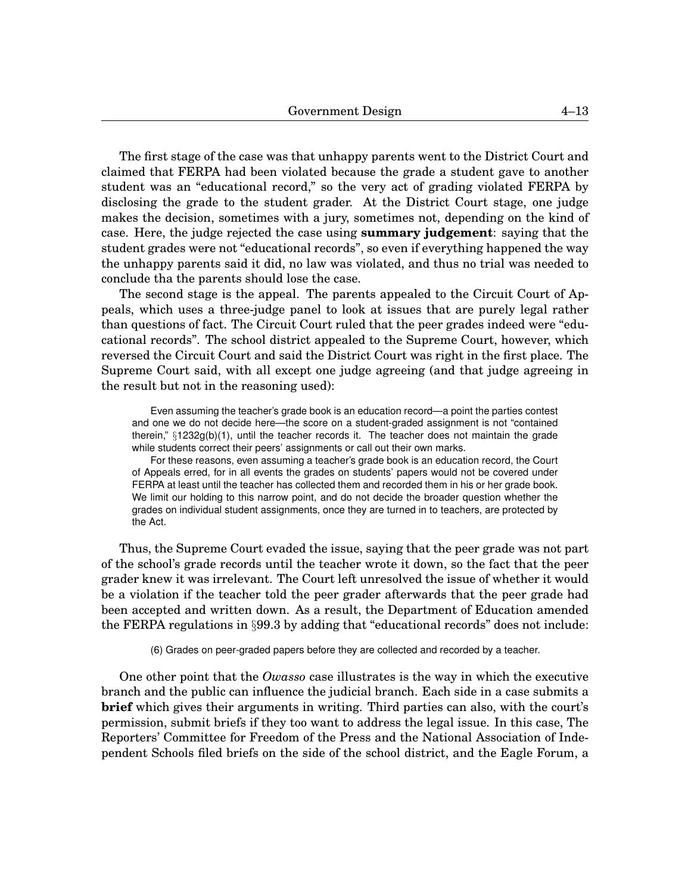The first stage of the case was that unhappy parents went to the District Court and claimed that FERPA had been violated because the grade a student gave to another student was an "educational record," so the very act of grading violated FERPA by disclosing the grade to the student grader. At the District Court stage, one judge makes the decision, sometimes with a jury, sometimes not, depending on the kind of case. Here, the judge rejected the case using **summary judgement**: saying that the student grades were not "educational records", so even if everything happened the way the unhappy parents said it did, no law was violated, and thus no trial was needed to conclude tha the parents should lose the case.

The second stage is the appeal. The parents appealed to the Circuit Court of Appeals, which uses a three-judge panel to look at issues that are purely legal rather than questions of fact. The Circuit Court ruled that the peer grades indeed were "educational records". The school district appealed to the Supreme Court, however, which reversed the Circuit Court and said the District Court was right in the first place. The Supreme Court said, with all except one judge agreeing (and that judge agreeing in the result but not in the reasoning used):

> Even assuming the teacher's grade book is an education record—a point the parties contest and one we do not decide here—the score on a student-graded assignment is not "contained therein," §1232g(b)(1), until the teacher records it. The teacher does not maintain the grade while students correct their peers' assignments or call out their own marks.
>
> For these reasons, even assuming a teacher's grade book is an education record, the Court of Appeals erred, for in all events the grades on students' papers would not be covered under FERPA at least until the teacher has collected them and recorded them in his or her grade book. We limit our holding to this narrow point, and do not decide the broader question whether the grades on individual student assignments, once they are turned in to teachers, are protected by the Act.

Thus, the Supreme Court evaded the issue, saying that the peer grade was not part of the school's grade records until the teacher wrote it down, so the fact that the peer grader knew it was irrelevant. The Court left unresolved the issue of whether it would be a violation if the teacher told the peer grader afterwards that the peer grade had been accepted and written down. As a result, the Department of Education amended the FERPA regulations in §99.3 by adding that "educational records" does not include:

> (6) Grades on peer-graded papers before they are collected and recorded by a teacher.

One other point that the *Owasso* case illustrates is the way in which the executive branch and the public can influence the judicial branch. Each side in a case submits a **brief** which gives their arguments in writing. Third parties can also, with the court's permission, submit briefs if they too want to address the legal issue. In this case, The Reporters' Committee for Freedom of the Press and the National Association of Independent Schools filed briefs on the side of the school district, and the Eagle Forum, a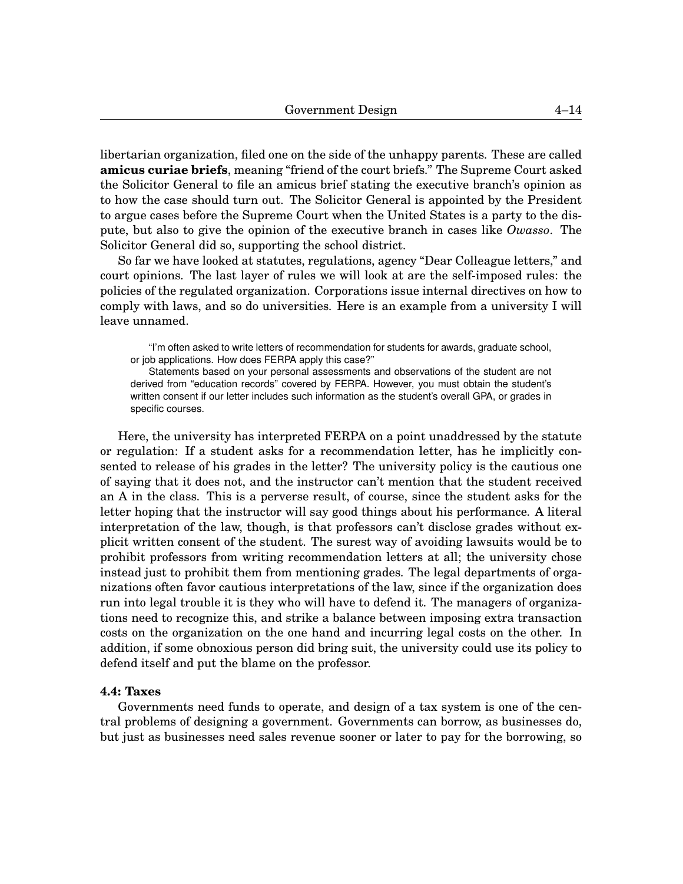libertarian organization, filed one on the side of the unhappy parents. These are called **amicus curiae briefs**, meaning "friend of the court briefs." The Supreme Court asked the Solicitor General to file an amicus brief stating the executive branch's opinion as to how the case should turn out. The Solicitor General is appointed by the President to argue cases before the Supreme Court when the United States is a party to the dispute, but also to give the opinion of the executive branch in cases like *Owasso*. The Solicitor General did so, supporting the school district.

So far we have looked at statutes, regulations, agency "Dear Colleague letters," and court opinions. The last layer of rules we will look at are the self-imposed rules: the policies of the regulated organization. Corporations issue internal directives on how to comply with laws, and so do universities. Here is an example from a university I will leave unnamed.

> "I'm often asked to write letters of recommendation for students for awards, graduate school, or job applications. How does FERPA apply this case?"
>
> Statements based on your personal assessments and observations of the student are not derived from "education records" covered by FERPA. However, you must obtain the student's written consent if our letter includes such information as the student's overall GPA, or grades in specific courses.

Here, the university has interpreted FERPA on a point unaddressed by the statute or regulation: If a student asks for a recommendation letter, has he implicitly consented to release of his grades in the letter? The university policy is the cautious one of saying that it does not, and the instructor can't mention that the student received an A in the class. This is a perverse result, of course, since the student asks for the letter hoping that the instructor will say good things about his performance. A literal interpretation of the law, though, is that professors can't disclose grades without explicit written consent of the student. The surest way of avoiding lawsuits would be to prohibit professors from writing recommendation letters at all; the university chose instead just to prohibit them from mentioning grades. The legal departments of organizations often favor cautious interpretations of the law, since if the organization does run into legal trouble it is they who will have to defend it. The managers of organizations need to recognize this, and strike a balance between imposing extra transaction costs on the organization on the one hand and incurring legal costs on the other. In addition, if some obnoxious person did bring suit, the university could use its policy to defend itself and put the blame on the professor.

### 4.4: Taxes

Governments need funds to operate, and design of a tax system is one of the central problems of designing a government. Governments can borrow, as businesses do, but just as businesses need sales revenue sooner or later to pay for the borrowing, so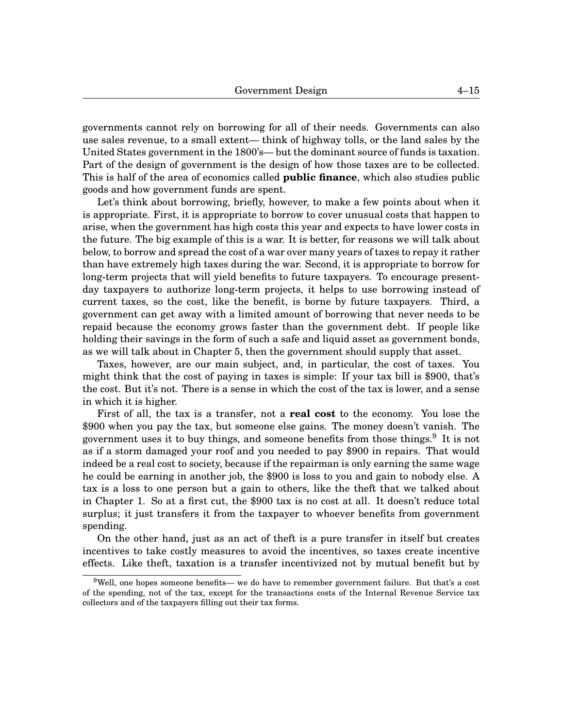governments cannot rely on borrowing for all of their needs. Governments can also use sales revenue, to a small extent— think of highway tolls, or the land sales by the United States government in the 1800's— but the dominant source of funds is taxation. Part of the design of government is the design of how those taxes are to be collected. This is half of the area of economics called **public finance**, which also studies public goods and how government funds are spent.

Let's think about borrowing, briefly, however, to make a few points about when it is appropriate. First, it is appropriate to borrow to cover unusual costs that happen to arise, when the government has high costs this year and expects to have lower costs in the future. The big example of this is a war. It is better, for reasons we will talk about below, to borrow and spread the cost of a war over many years of taxes to repay it rather than have extremely high taxes during the war. Second, it is appropriate to borrow for long-term projects that will yield benefits to future taxpayers. To encourage present-day taxpayers to authorize long-term projects, it helps to use borrowing instead of current taxes, so the cost, like the benefit, is borne by future taxpayers. Third, a government can get away with a limited amount of borrowing that never needs to be repaid because the economy grows faster than the government debt. If people like holding their savings in the form of such a safe and liquid asset as government bonds, as we will talk about in Chapter 5, then the government should supply that asset.

Taxes, however, are our main subject, and, in particular, the cost of taxes. You might think that the cost of paying in taxes is simple: If your tax bill is $900, that's the cost. But it's not. There is a sense in which the cost of the tax is lower, and a sense in which it is higher.

First of all, the tax is a transfer, not a **real cost** to the economy. You lose the $900 when you pay the tax, but someone else gains. The money doesn't vanish. The government uses it to buy things, and someone benefits from those things.[9] It is not as if a storm damaged your roof and you needed to pay $900 in repairs. That would indeed be a real cost to society, because if the repairman is only earning the same wage he could be earning in another job, the $900 is loss to you and gain to nobody else. A tax is a loss to one person but a gain to others, like the theft that we talked about in Chapter 1. So at a first cut, the $900 tax is no cost at all. It doesn't reduce total surplus; it just transfers it from the taxpayer to whoever benefits from government spending.

On the other hand, just as an act of theft is a pure transfer in itself but creates incentives to take costly measures to avoid the incentives, so taxes create incentive effects. Like theft, taxation is a transfer incentivized not by mutual benefit but by

[9]Well, one hopes someone benefits— we do have to remember government failure. But that's a cost of the spending, not of the tax, except for the transactions costs of the Internal Revenue Service tax collectors and of the taxpayers filling out their tax forms.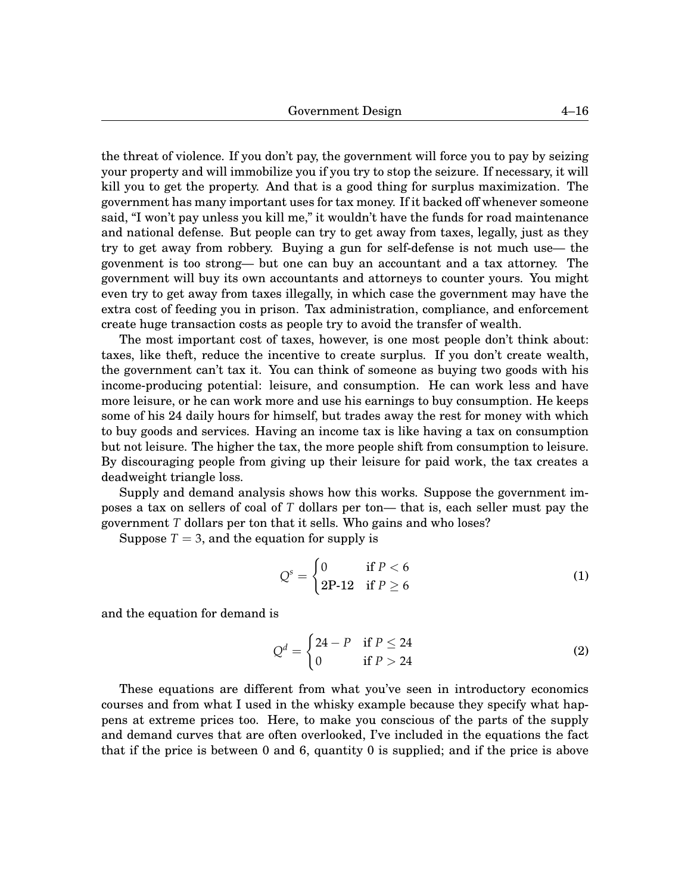the threat of violence. If you don't pay, the government will force you to pay by seizing your property and will immobilize you if you try to stop the seizure. If necessary, it will kill you to get the property. And that is a good thing for surplus maximization. The government has many important uses for tax money. If it backed off whenever someone said, "I won't pay unless you kill me," it wouldn't have the funds for road maintenance and national defense. But people can try to get away from taxes, legally, just as they try to get away from robbery. Buying a gun for self-defense is not much use— the govenment is too strong— but one can buy an accountant and a tax attorney. The government will buy its own accountants and attorneys to counter yours. You might even try to get away from taxes illegally, in which case the government may have the extra cost of feeding you in prison. Tax administration, compliance, and enforcement create huge transaction costs as people try to avoid the transfer of wealth.

The most important cost of taxes, however, is one most people don't think about: taxes, like theft, reduce the incentive to create surplus. If you don't create wealth, the government can't tax it. You can think of someone as buying two goods with his income-producing potential: leisure, and consumption. He can work less and have more leisure, or he can work more and use his earnings to buy consumption. He keeps some of his 24 daily hours for himself, but trades away the rest for money with which to buy goods and services. Having an income tax is like having a tax on consumption but not leisure. The higher the tax, the more people shift from consumption to leisure. By discouraging people from giving up their leisure for paid work, the tax creates a deadweight triangle loss.

Supply and demand analysis shows how this works. Suppose the government imposes a tax on sellers of coal of $T$ dollars per ton— that is, each seller must pay the government $T$ dollars per ton that it sells. Who gains and who loses?

Suppose $T = 3$, and the equation for supply is

$$Q^s = \begin{cases} 0 & \text{if } P < 6 \\ \text{2P-12} & \text{if } P \geq 6 \end{cases} \tag{1}$$

and the equation for demand is

$$Q^d = \begin{cases} 24 - P & \text{if } P \leq 24 \\ 0 & \text{if } P > 24 \end{cases} \tag{2}$$

These equations are different from what you've seen in introductory economics courses and from what I used in the whisky example because they specify what happens at extreme prices too. Here, to make you conscious of the parts of the supply and demand curves that are often overlooked, I've included in the equations the fact that if the price is between 0 and 6, quantity 0 is supplied; and if the price is above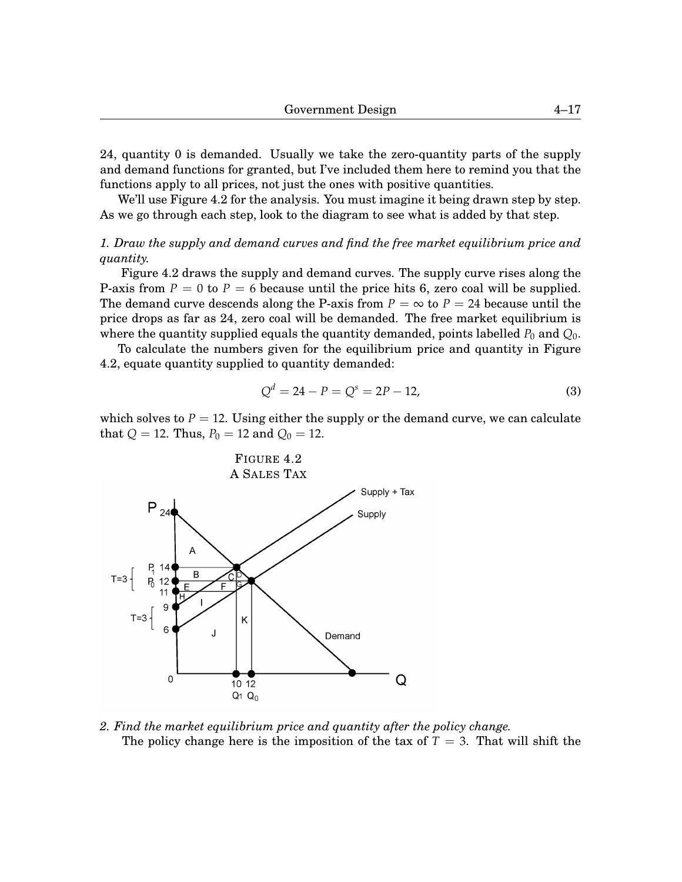24, quantity 0 is demanded. Usually we take the zero-quantity parts of the supply and demand functions for granted, but I've included them here to remind you that the functions apply to all prices, not just the ones with positive quantities.

We'll use Figure 4.2 for the analysis. You must imagine it being drawn step by step. As we go through each step, look to the diagram to see what is added by that step.

*1. Draw the supply and demand curves and find the free market equilibrium price and quantity.*

Figure 4.2 draws the supply and demand curves. The supply curve rises along the P-axis from $P = 0$ to $P = 6$ because until the price hits 6, zero coal will be supplied. The demand curve descends along the P-axis from $P = \infty$ to $P = 24$ because until the price drops as far as 24, zero coal will be demanded. The free market equilibrium is where the quantity supplied equals the quantity demanded, points labelled $P_0$ and $Q_0$.

To calculate the numbers given for the equilibrium price and quantity in Figure 4.2, equate quantity supplied to quantity demanded:

$$Q^d = 24 - P = Q^s = 2P - 12, \tag{3}$$

which solves to $P = 12$. Using either the supply or the demand curve, we can calculate that $Q = 12$. Thus, $P_0 = 12$ and $Q_0 = 12$.

FIGURE 4.2
A SALES TAX

*2. Find the market equilibrium price and quantity after the policy change.*

The policy change here is the imposition of the tax of $T = 3$. That will shift the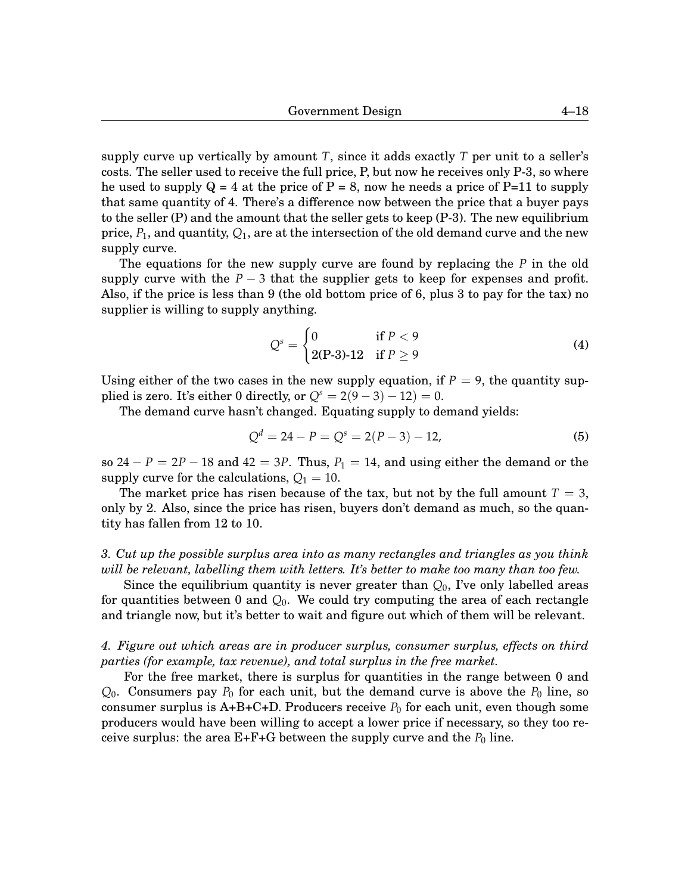supply curve up vertically by amount $T$, since it adds exactly $T$ per unit to a seller's costs. The seller used to receive the full price, P, but now he receives only P-3, so where he used to supply Q = 4 at the price of P = 8, now he needs a price of P=11 to supply that same quantity of 4. There's a difference now between the price that a buyer pays to the seller (P) and the amount that the seller gets to keep (P-3). The new equilibrium price, $P_1$, and quantity, $Q_1$, are at the intersection of the old demand curve and the new supply curve.

The equations for the new supply curve are found by replacing the $P$ in the old supply curve with the $P - 3$ that the supplier gets to keep for expenses and profit. Also, if the price is less than 9 (the old bottom price of 6, plus 3 to pay for the tax) no supplier is willing to supply anything.

$$Q^s = \begin{cases} 0 & \text{if } P < 9 \\ \text{2(P-3)-12} & \text{if } P \geq 9 \end{cases} \tag{4}$$

Using either of the two cases in the new supply equation, if $P = 9$, the quantity supplied is zero. It's either 0 directly, or $Q^s = 2(9-3) - 12) = 0$.

The demand curve hasn't changed. Equating supply to demand yields:

$$Q^d = 24 - P = Q^s = 2(P-3) - 12, \tag{5}$$

so $24 - P = 2P - 18$ and $42 = 3P$. Thus, $P_1 = 14$, and using either the demand or the supply curve for the calculations, $Q_1 = 10$.

The market price has risen because of the tax, but not by the full amount $T = 3$, only by 2. Also, since the price has risen, buyers don't demand as much, so the quantity has fallen from 12 to 10.

*3. Cut up the possible surplus area into as many rectangles and triangles as you think will be relevant, labelling them with letters. It's better to make too many than too few.*

Since the equilibrium quantity is never greater than $Q_0$, I've only labelled areas for quantities between 0 and $Q_0$. We could try computing the area of each rectangle and triangle now, but it's better to wait and figure out which of them will be relevant.

*4. Figure out which areas are in producer surplus, consumer surplus, effects on third parties (for example, tax revenue), and total surplus in the free market.*

For the free market, there is surplus for quantities in the range between 0 and $Q_0$. Consumers pay $P_0$ for each unit, but the demand curve is above the $P_0$ line, so consumer surplus is A+B+C+D. Producers receive $P_0$ for each unit, even though some producers would have been willing to accept a lower price if necessary, so they too receive surplus: the area E+F+G between the supply curve and the $P_0$ line.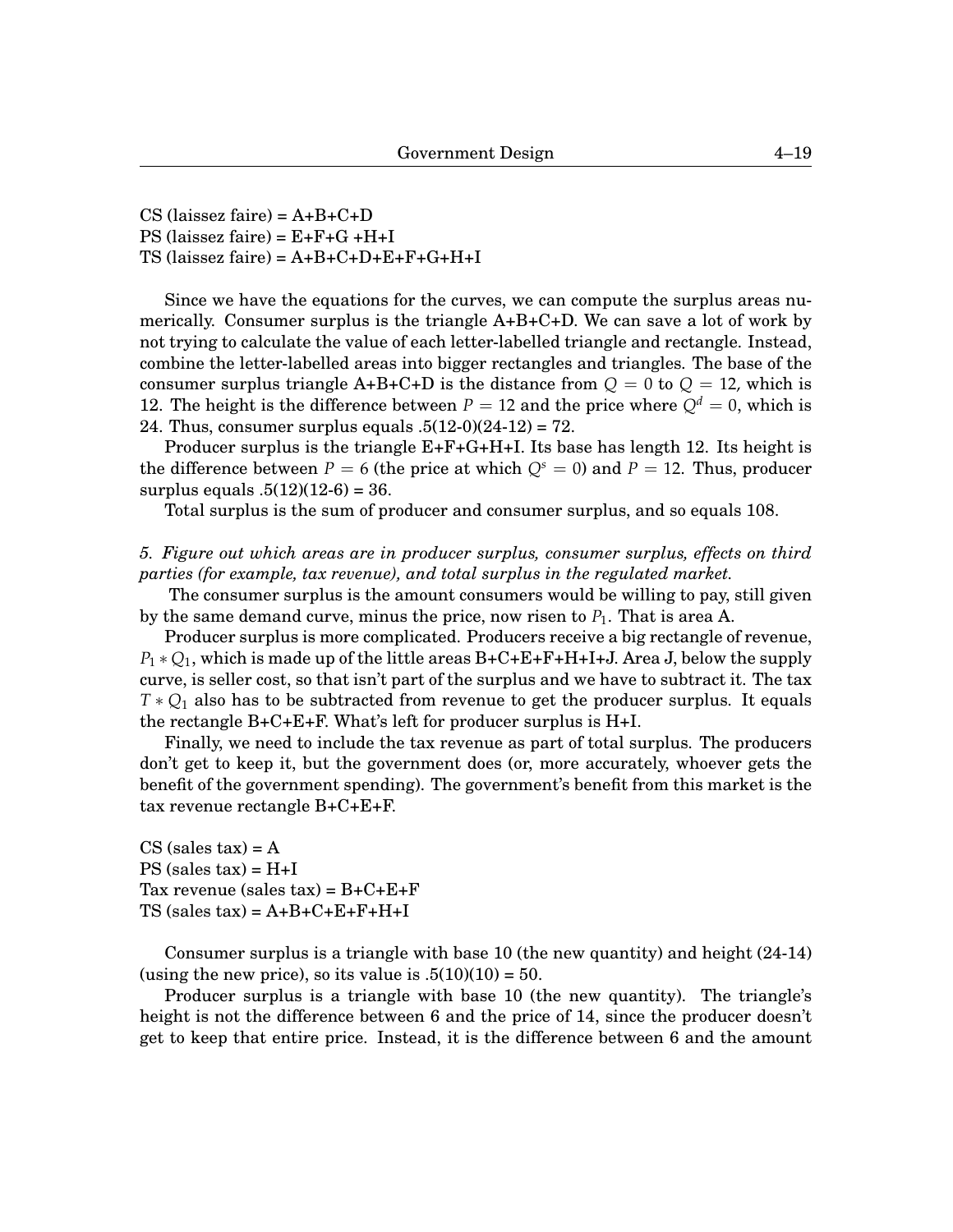CS (laissez faire) = A+B+C+D
PS (laissez faire) = E+F+G +H+I
TS (laissez faire) = A+B+C+D+E+F+G+H+I

Since we have the equations for the curves, we can compute the surplus areas numerically. Consumer surplus is the triangle A+B+C+D. We can save a lot of work by not trying to calculate the value of each letter-labelled triangle and rectangle. Instead, combine the letter-labelled areas into bigger rectangles and triangles. The base of the consumer surplus triangle A+B+C+D is the distance from $Q = 0$ to $Q = 12$, which is 12. The height is the difference between $P = 12$ and the price where $Q^d = 0$, which is 24. Thus, consumer surplus equals .5(12-0)(24-12) = 72.

Producer surplus is the triangle E+F+G+H+I. Its base has length 12. Its height is the difference between $P = 6$ (the price at which $Q^s = 0$) and $P = 12$. Thus, producer surplus equals .5(12)(12-6) = 36.

Total surplus is the sum of producer and consumer surplus, and so equals 108.

*5. Figure out which areas are in producer surplus, consumer surplus, effects on third parties (for example, tax revenue), and total surplus in the regulated market.*

The consumer surplus is the amount consumers would be willing to pay, still given by the same demand curve, minus the price, now risen to $P_1$. That is area A.

Producer surplus is more complicated. Producers receive a big rectangle of revenue, $P_1 * Q_1$, which is made up of the little areas B+C+E+F+H+I+J. Area J, below the supply curve, is seller cost, so that isn't part of the surplus and we have to subtract it. The tax $T * Q_1$ also has to be subtracted from revenue to get the producer surplus. It equals the rectangle B+C+E+F. What's left for producer surplus is H+I.

Finally, we need to include the tax revenue as part of total surplus. The producers don't get to keep it, but the government does (or, more accurately, whoever gets the benefit of the government spending). The government's benefit from this market is the tax revenue rectangle B+C+E+F.

CS (sales tax) = A
PS (sales tax) = H+I
Tax revenue (sales tax) = B+C+E+F
TS (sales tax) = A+B+C+E+F+H+I

Consumer surplus is a triangle with base 10 (the new quantity) and height (24-14) (using the new price), so its value is .5(10)(10) = 50.

Producer surplus is a triangle with base 10 (the new quantity). The triangle's height is not the difference between 6 and the price of 14, since the producer doesn't get to keep that entire price. Instead, it is the difference between 6 and the amount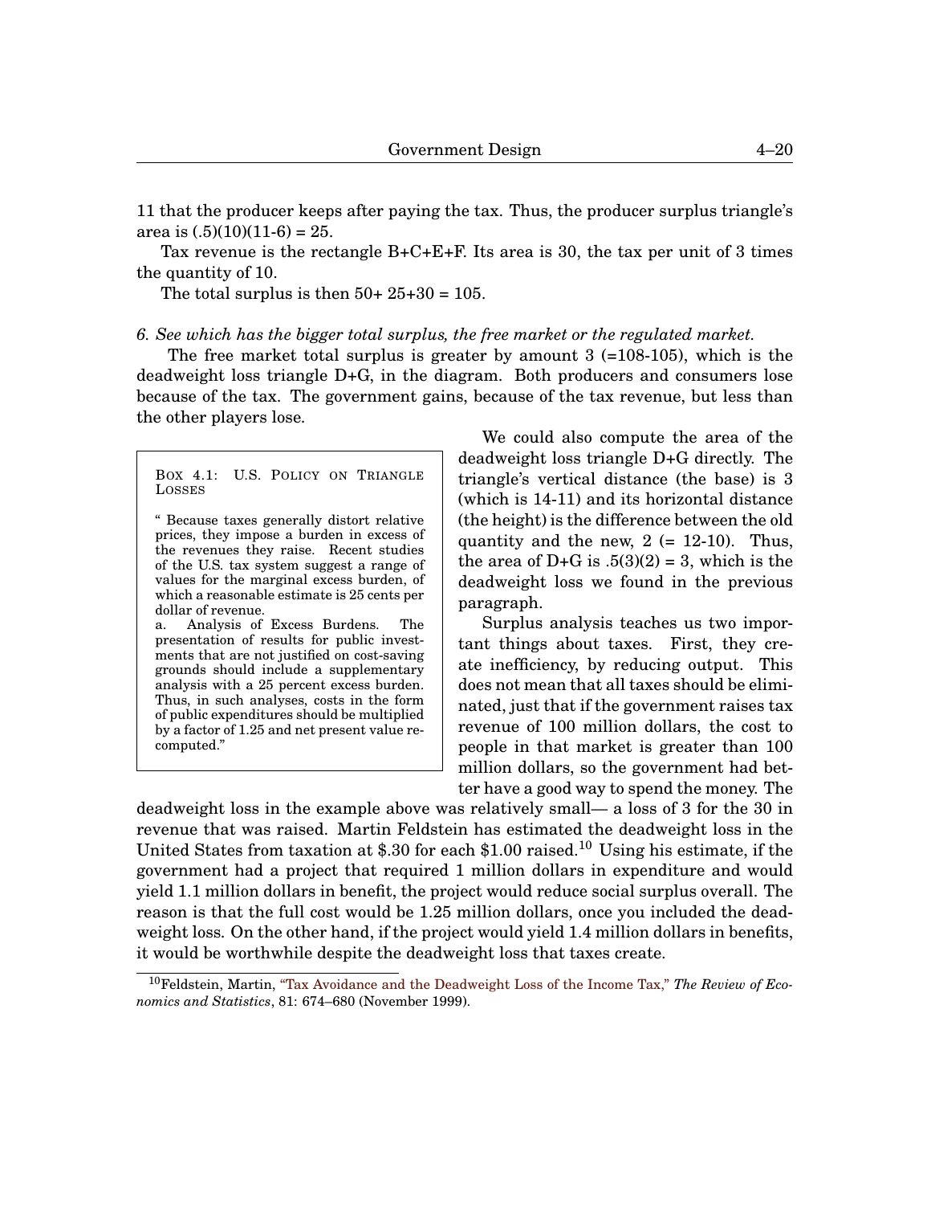11 that the producer keeps after paying the tax. Thus, the producer surplus triangle's area is (.5)(10)(11-6) = 25.

Tax revenue is the rectangle B+C+E+F. Its area is 30, the tax per unit of 3 times the quantity of 10.

The total surplus is then 50+ 25+30 = 105.

*6. See which has the bigger total surplus, the free market or the regulated market.*

The free market total surplus is greater by amount 3 (=108-105), which is the deadweight loss triangle D+G, in the diagram. Both producers and consumers lose because of the tax. The government gains, because of the tax revenue, but less than the other players lose.

> **Box 4.1: U.S. Policy on Triangle Losses**
>
> " Because taxes generally distort relative prices, they impose a burden in excess of the revenues they raise. Recent studies of the U.S. tax system suggest a range of values for the marginal excess burden, of which a reasonable estimate is 25 cents per dollar of revenue.
>
> a. Analysis of Excess Burdens. The presentation of results for public investments that are not justified on cost-saving grounds should include a supplementary analysis with a 25 percent excess burden. Thus, in such analyses, costs in the form of public expenditures should be multiplied by a factor of 1.25 and net present value recomputed."

We could also compute the area of the deadweight loss triangle D+G directly. The triangle's vertical distance (the base) is 3 (which is 14-11) and its horizontal distance (the height) is the difference between the old quantity and the new, 2 (= 12-10). Thus, the area of D+G is .5(3)(2) = 3, which is the deadweight loss we found in the previous paragraph.

Surplus analysis teaches us two important things about taxes. First, they create inefficiency, by reducing output. This does not mean that all taxes should be eliminated, just that if the government raises tax revenue of 100 million dollars, the cost to people in that market is greater than 100 million dollars, so the government had better have a good way to spend the money. The deadweight loss in the example above was relatively small— a loss of 3 for the 30 in revenue that was raised. Martin Feldstein has estimated the deadweight loss in the United States from taxation at \$.30 for each \$1.00 raised.[10] Using his estimate, if the government had a project that required 1 million dollars in expenditure and would yield 1.1 million dollars in benefit, the project would reduce social surplus overall. The reason is that the full cost would be 1.25 million dollars, once you included the deadweight loss. On the other hand, if the project would yield 1.4 million dollars in benefits, it would be worthwhile despite the deadweight loss that taxes create.

[10] Feldstein, Martin, "Tax Avoidance and the Deadweight Loss of the Income Tax," *The Review of Economics and Statistics*, 81: 674–680 (November 1999).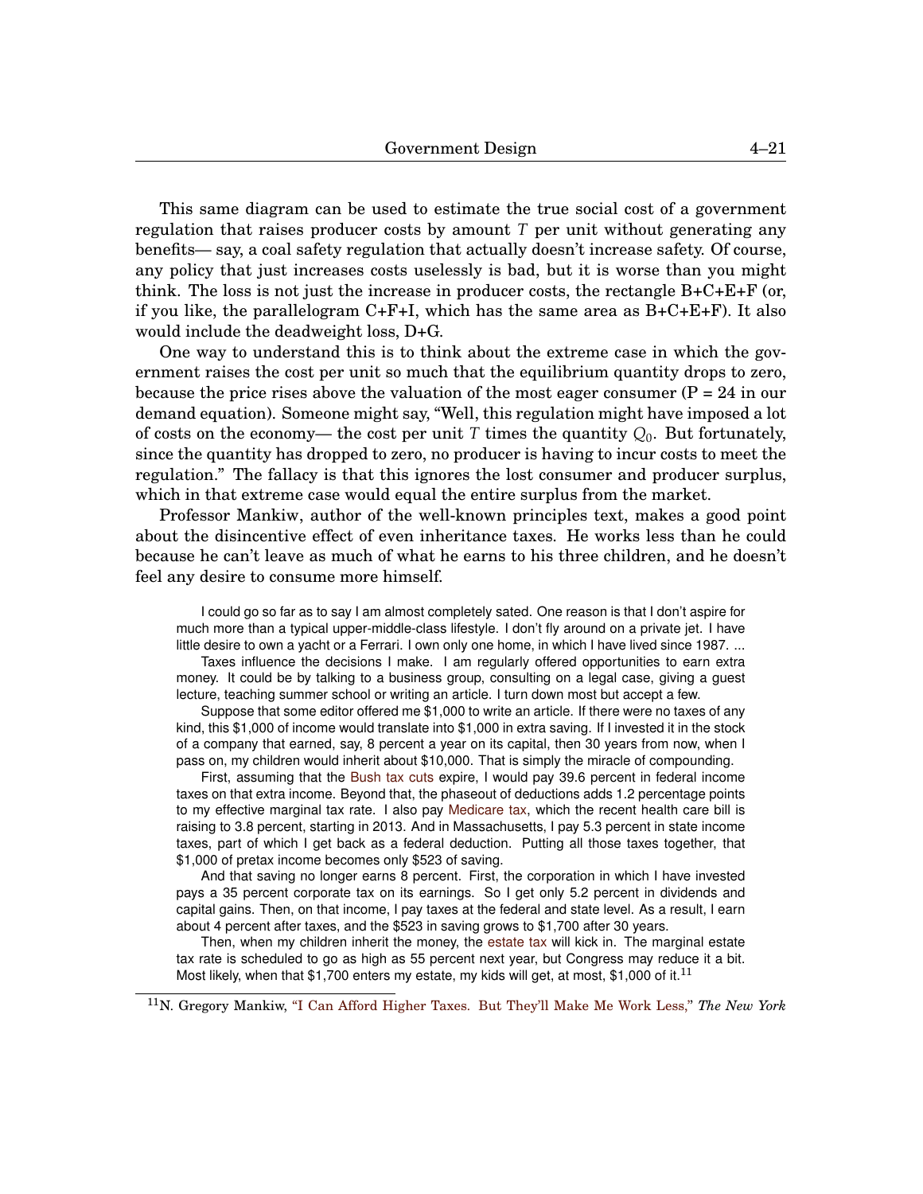This same diagram can be used to estimate the true social cost of a government regulation that raises producer costs by amount $T$ per unit without generating any benefits— say, a coal safety regulation that actually doesn't increase safety. Of course, any policy that just increases costs uselessly is bad, but it is worse than you might think. The loss is not just the increase in producer costs, the rectangle B+C+E+F (or, if you like, the parallelogram C+F+I, which has the same area as B+C+E+F). It also would include the deadweight loss, D+G.

One way to understand this is to think about the extreme case in which the government raises the cost per unit so much that the equilibrium quantity drops to zero, because the price rises above the valuation of the most eager consumer (P = 24 in our demand equation). Someone might say, "Well, this regulation might have imposed a lot of costs on the economy— the cost per unit $T$ times the quantity $Q_0$. But fortunately, since the quantity has dropped to zero, no producer is having to incur costs to meet the regulation." The fallacy is that this ignores the lost consumer and producer surplus, which in that extreme case would equal the entire surplus from the market.

Professor Mankiw, author of the well-known principles text, makes a good point about the disincentive effect of even inheritance taxes. He works less than he could because he can't leave as much of what he earns to his three children, and he doesn't feel any desire to consume more himself.

> I could go so far as to say I am almost completely sated. One reason is that I don't aspire for much more than a typical upper-middle-class lifestyle. I don't fly around on a private jet. I have little desire to own a yacht or a Ferrari. I own only one home, in which I have lived since 1987. ...
>
> Taxes influence the decisions I make. I am regularly offered opportunities to earn extra money. It could be by talking to a business group, consulting on a legal case, giving a guest lecture, teaching summer school or writing an article. I turn down most but accept a few.
>
> Suppose that some editor offered me $1,000 to write an article. If there were no taxes of any kind, this $1,000 of income would translate into $1,000 in extra saving. If I invested it in the stock of a company that earned, say, 8 percent a year on its capital, then 30 years from now, when I pass on, my children would inherit about $10,000. That is simply the miracle of compounding.
>
> First, assuming that the Bush tax cuts expire, I would pay 39.6 percent in federal income taxes on that extra income. Beyond that, the phaseout of deductions adds 1.2 percentage points to my effective marginal tax rate. I also pay Medicare tax, which the recent health care bill is raising to 3.8 percent, starting in 2013. And in Massachusetts, I pay 5.3 percent in state income taxes, part of which I get back as a federal deduction. Putting all those taxes together, that $1,000 of pretax income becomes only $523 of saving.
>
> And that saving no longer earns 8 percent. First, the corporation in which I have invested pays a 35 percent corporate tax on its earnings. So I get only 5.2 percent in dividends and capital gains. Then, on that income, I pay taxes at the federal and state level. As a result, I earn about 4 percent after taxes, and the $523 in saving grows to $1,700 after 30 years.
>
> Then, when my children inherit the money, the estate tax will kick in. The marginal estate tax rate is scheduled to go as high as 55 percent next year, but Congress may reduce it a bit. Most likely, when that $1,700 enters my estate, my kids will get, at most, $1,000 of it.[11]

[11] N. Gregory Mankiw, "I Can Afford Higher Taxes. But They'll Make Me Work Less," *The New York*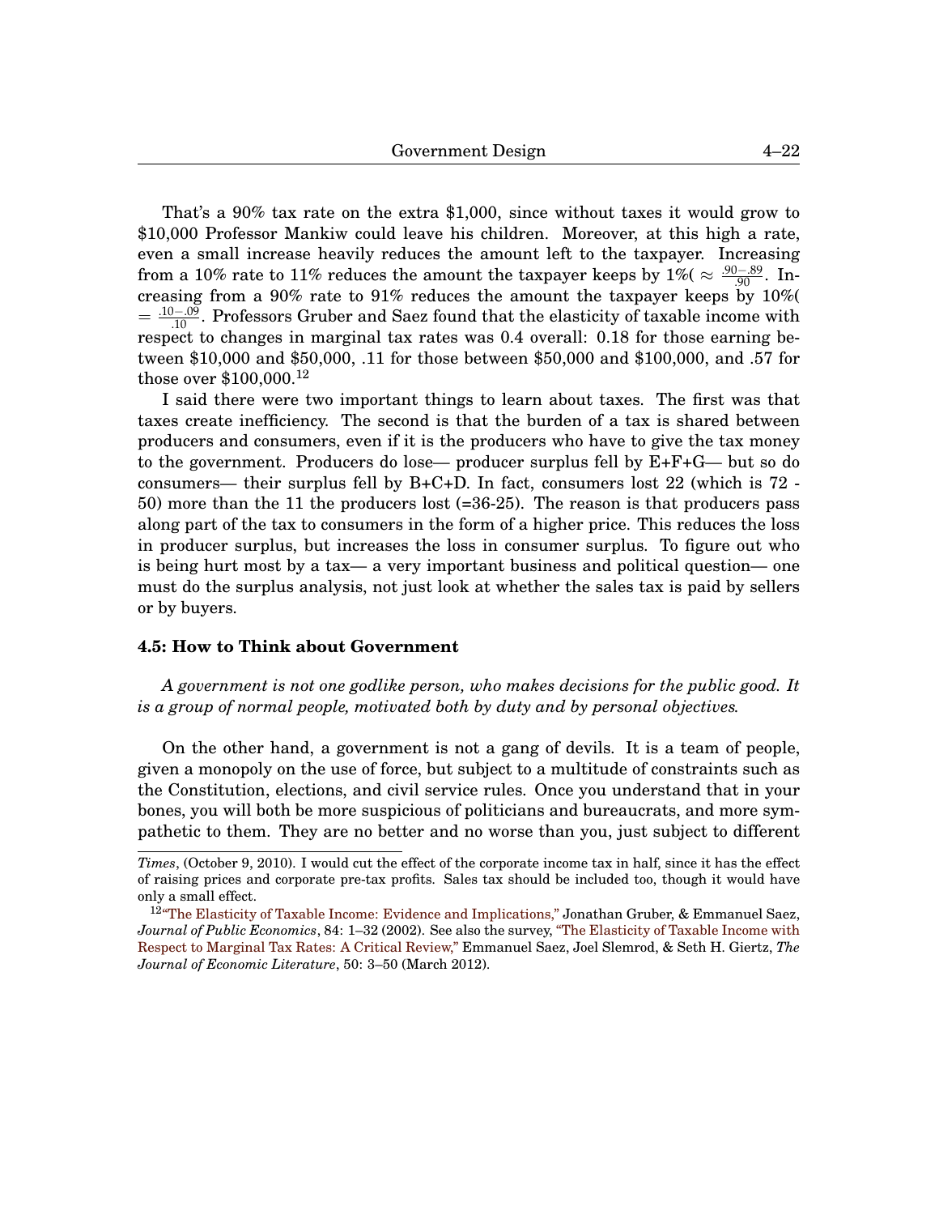That's a 90% tax rate on the extra \$1,000, since without taxes it would grow to \$10,000 Professor Mankiw could leave his children. Moreover, at this high a rate, even a small increase heavily reduces the amount left to the taxpayer. Increasing from a 10% rate to 11% reduces the amount the taxpayer keeps by 1%( $\approx \frac{.90-.89}{.90}$. Increasing from a 90% rate to 91% reduces the amount the taxpayer keeps by 10%( $= \frac{.10-.09}{.10}$. Professors Gruber and Saez found that the elasticity of taxable income with respect to changes in marginal tax rates was 0.4 overall: 0.18 for those earning between \$10,000 and \$50,000, .11 for those between \$50,000 and \$100,000, and .57 for those over \$100,000.[12]

I said there were two important things to learn about taxes. The first was that taxes create inefficiency. The second is that the burden of a tax is shared between producers and consumers, even if it is the producers who have to give the tax money to the government. Producers do lose— producer surplus fell by E+F+G— but so do consumers— their surplus fell by B+C+D. In fact, consumers lost 22 (which is 72 - 50) more than the 11 the producers lost (=36-25). The reason is that producers pass along part of the tax to consumers in the form of a higher price. This reduces the loss in producer surplus, but increases the loss in consumer surplus. To figure out who is being hurt most by a tax— a very important business and political question— one must do the surplus analysis, not just look at whether the sales tax is paid by sellers or by buyers.

### 4.5: How to Think about Government

*A government is not one godlike person, who makes decisions for the public good. It is a group of normal people, motivated both by duty and by personal objectives.*

On the other hand, a government is not a gang of devils. It is a team of people, given a monopoly on the use of force, but subject to a multitude of constraints such as the Constitution, elections, and civil service rules. Once you understand that in your bones, you will both be more suspicious of politicians and bureaucrats, and more sympathetic to them. They are no better and no worse than you, just subject to different

---

*Times*, (October 9, 2010). I would cut the effect of the corporate income tax in half, since it has the effect of raising prices and corporate pre-tax profits. Sales tax should be included too, though it would have only a small effect.

[12] "The Elasticity of Taxable Income: Evidence and Implications," Jonathan Gruber, & Emmanuel Saez, *Journal of Public Economics*, 84: 1–32 (2002). See also the survey, "The Elasticity of Taxable Income with Respect to Marginal Tax Rates: A Critical Review," Emmanuel Saez, Joel Slemrod, & Seth H. Giertz, *The Journal of Economic Literature*, 50: 3–50 (March 2012).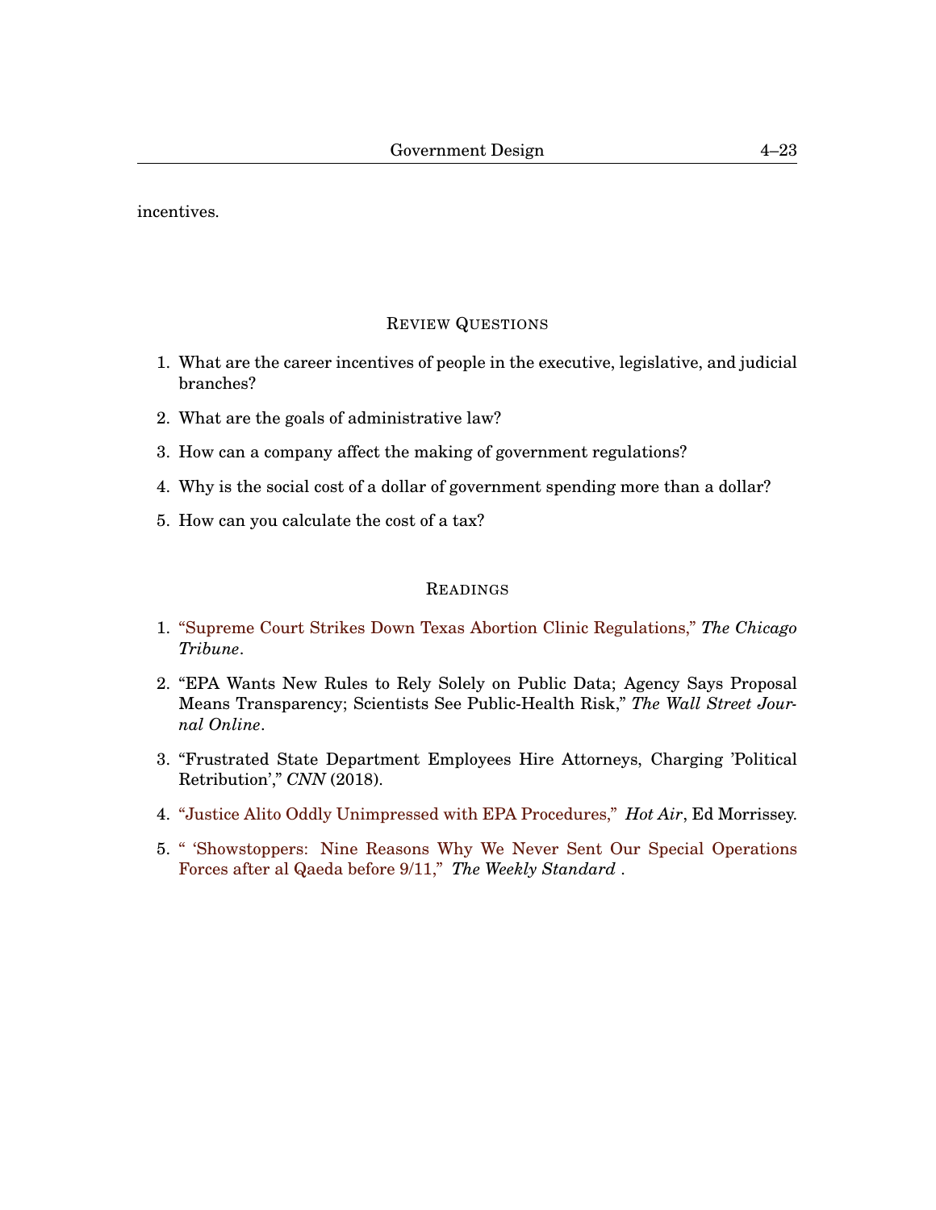incentives.

## Review Questions

1. What are the career incentives of people in the executive, legislative, and judicial branches?
2. What are the goals of administrative law?
3. How can a company affect the making of government regulations?
4. Why is the social cost of a dollar of government spending more than a dollar?
5. How can you calculate the cost of a tax?

## Readings

1. "Supreme Court Strikes Down Texas Abortion Clinic Regulations," *The Chicago Tribune*.
2. "EPA Wants New Rules to Rely Solely on Public Data; Agency Says Proposal Means Transparency; Scientists See Public-Health Risk," *The Wall Street Journal Online*.
3. "Frustrated State Department Employees Hire Attorneys, Charging 'Political Retribution'," *CNN* (2018).
4. "Justice Alito Oddly Unimpressed with EPA Procedures," *Hot Air*, Ed Morrissey.
5. " 'Showstoppers: Nine Reasons Why We Never Sent Our Special Operations Forces after al Qaeda before 9/11," *The Weekly Standard* .